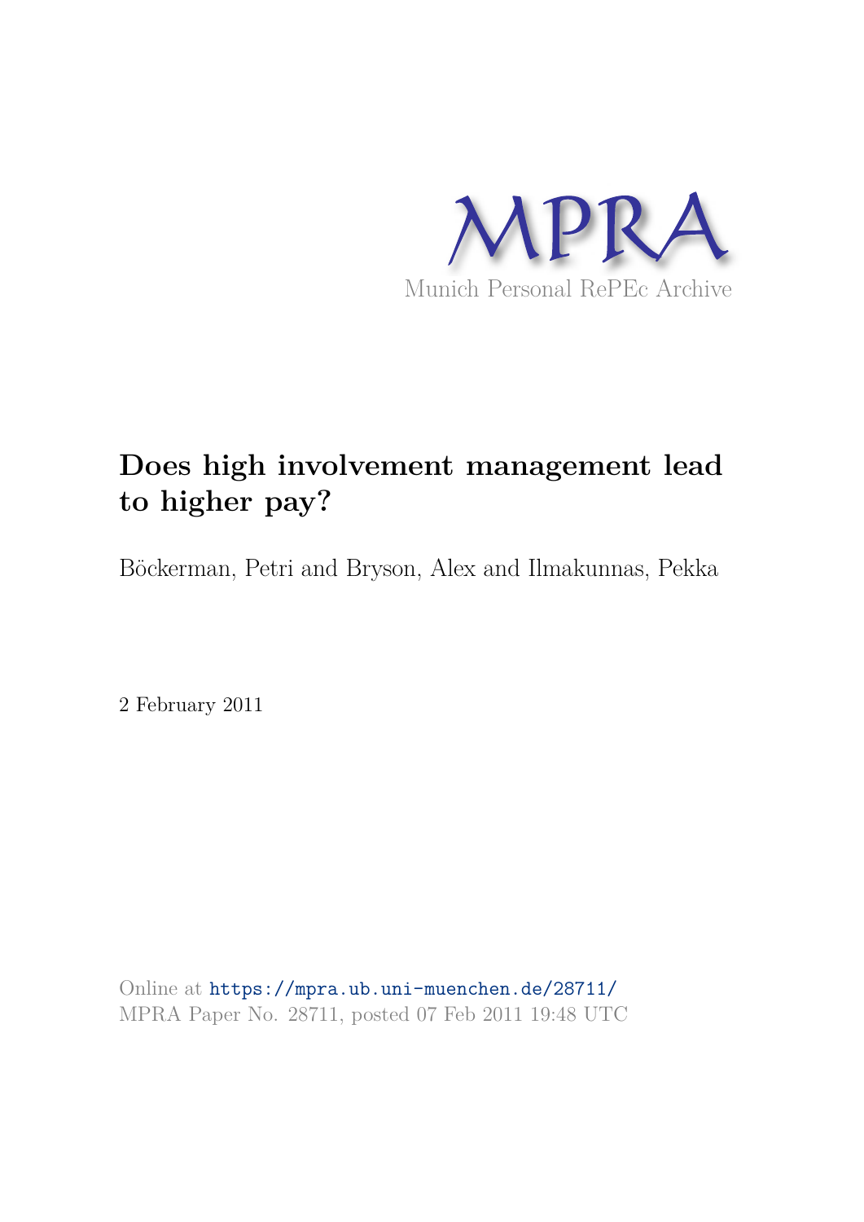MPRA

Munich Personal RePEc Archive

# Does high involvement management lead to higher pay?

Böckerman, Petri and Bryson, Alex and Ilmakunnas, Pekka

2 February 2011

Online at https://mpra.ub.uni-muenchen.de/28711/
MPRA Paper No. 28711, posted 07 Feb 2011 19:48 UTC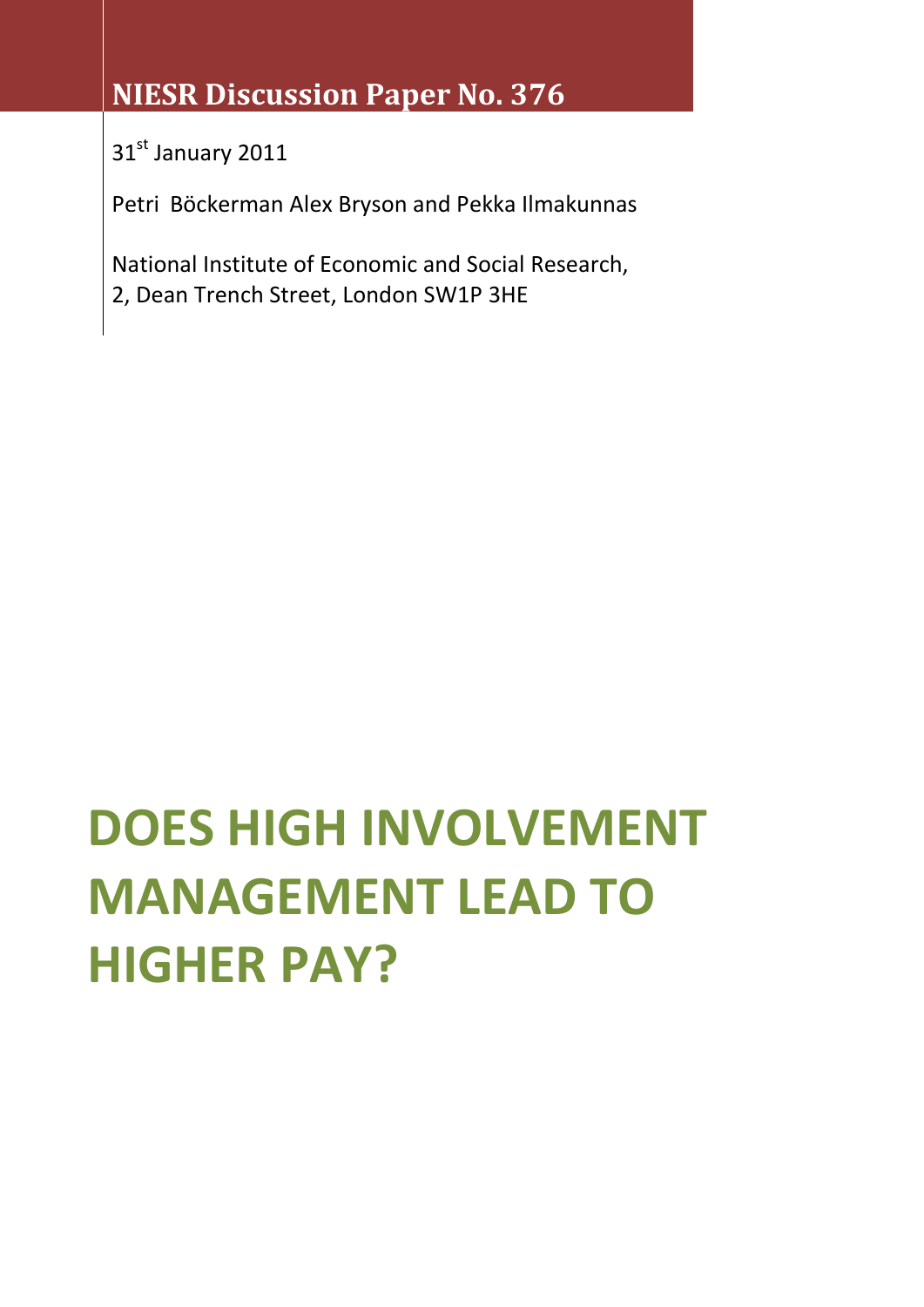## NIESR Discussion Paper No. 376

31st January 2011

Petri  Böckerman Alex Bryson and Pekka Ilmakunnas

National Institute of Economic and Social Research,
2, Dean Trench Street, London SW1P 3HE

# DOES HIGH INVOLVEMENT MANAGEMENT LEAD TO HIGHER PAY?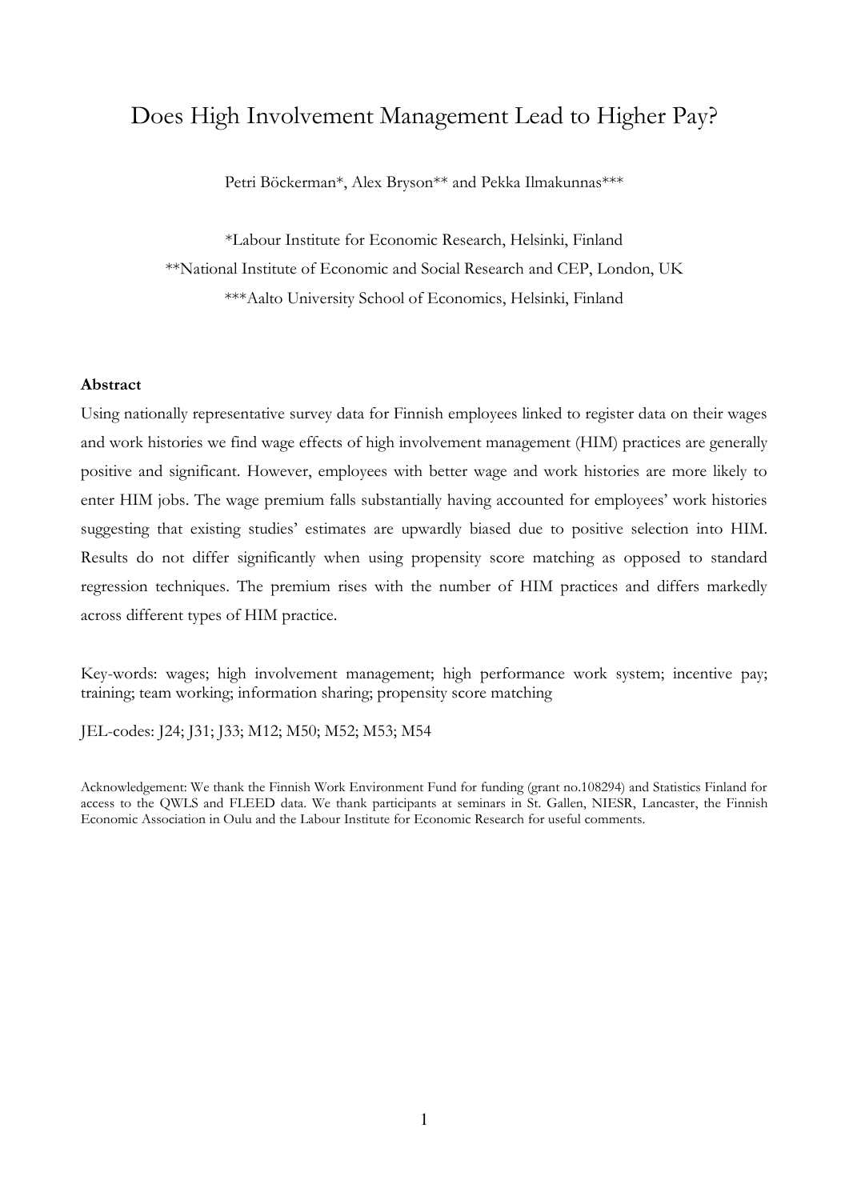# Does High Involvement Management Lead to Higher Pay?

Petri Böckerman*, Alex Bryson** and Pekka Ilmakunnas***

*Labour Institute for Economic Research, Helsinki, Finland

**National Institute of Economic and Social Research and CEP, London, UK

***Aalto University School of Economics, Helsinki, Finland

**Abstract**

Using nationally representative survey data for Finnish employees linked to register data on their wages and work histories we find wage effects of high involvement management (HIM) practices are generally positive and significant. However, employees with better wage and work histories are more likely to enter HIM jobs. The wage premium falls substantially having accounted for employees' work histories suggesting that existing studies' estimates are upwardly biased due to positive selection into HIM. Results do not differ significantly when using propensity score matching as opposed to standard regression techniques. The premium rises with the number of HIM practices and differs markedly across different types of HIM practice.

Key-words: wages; high involvement management; high performance work system; incentive pay; training; team working; information sharing; propensity score matching

JEL-codes: J24; J31; J33; M12; M50; M52; M53; M54

Acknowledgement: We thank the Finnish Work Environment Fund for funding (grant no.108294) and Statistics Finland for access to the QWLS and FLEED data. We thank participants at seminars in St. Gallen, NIESR, Lancaster, the Finnish Economic Association in Oulu and the Labour Institute for Economic Research for useful comments.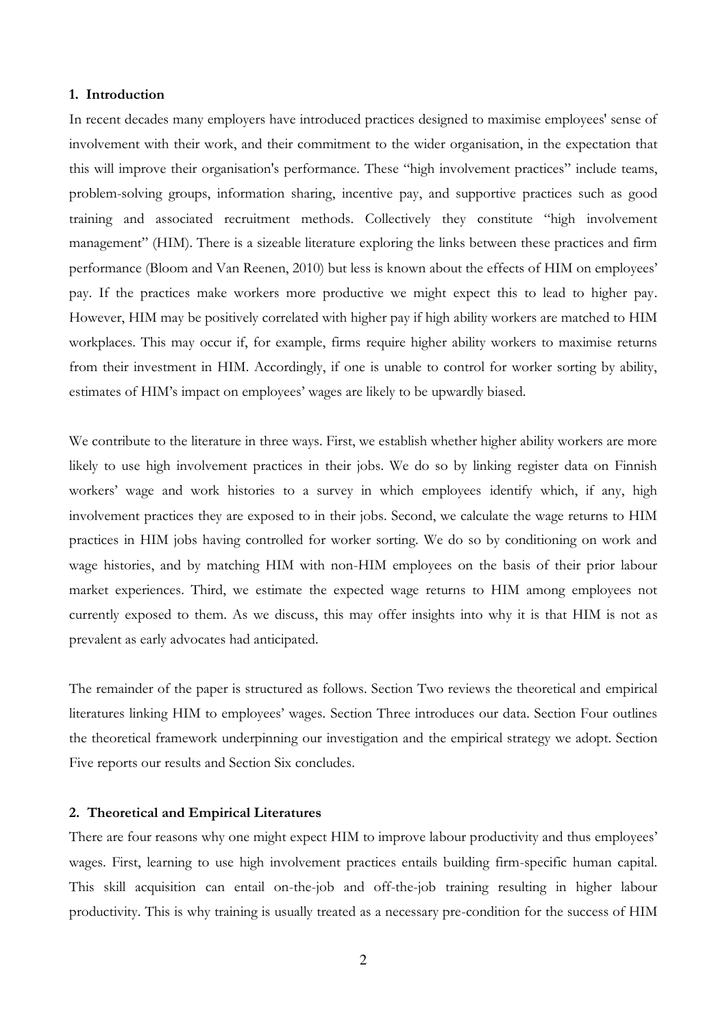## 1. Introduction

In recent decades many employers have introduced practices designed to maximise employees' sense of involvement with their work, and their commitment to the wider organisation, in the expectation that this will improve their organisation's performance. These "high involvement practices" include teams, problem-solving groups, information sharing, incentive pay, and supportive practices such as good training and associated recruitment methods. Collectively they constitute "high involvement management" (HIM). There is a sizeable literature exploring the links between these practices and firm performance (Bloom and Van Reenen, 2010) but less is known about the effects of HIM on employees' pay. If the practices make workers more productive we might expect this to lead to higher pay. However, HIM may be positively correlated with higher pay if high ability workers are matched to HIM workplaces. This may occur if, for example, firms require higher ability workers to maximise returns from their investment in HIM. Accordingly, if one is unable to control for worker sorting by ability, estimates of HIM's impact on employees' wages are likely to be upwardly biased.

We contribute to the literature in three ways. First, we establish whether higher ability workers are more likely to use high involvement practices in their jobs. We do so by linking register data on Finnish workers' wage and work histories to a survey in which employees identify which, if any, high involvement practices they are exposed to in their jobs. Second, we calculate the wage returns to HIM practices in HIM jobs having controlled for worker sorting. We do so by conditioning on work and wage histories, and by matching HIM with non-HIM employees on the basis of their prior labour market experiences. Third, we estimate the expected wage returns to HIM among employees not currently exposed to them. As we discuss, this may offer insights into why it is that HIM is not as prevalent as early advocates had anticipated.

The remainder of the paper is structured as follows. Section Two reviews the theoretical and empirical literatures linking HIM to employees' wages. Section Three introduces our data. Section Four outlines the theoretical framework underpinning our investigation and the empirical strategy we adopt. Section Five reports our results and Section Six concludes.

## 2. Theoretical and Empirical Literatures

There are four reasons why one might expect HIM to improve labour productivity and thus employees' wages. First, learning to use high involvement practices entails building firm-specific human capital. This skill acquisition can entail on-the-job and off-the-job training resulting in higher labour productivity. This is why training is usually treated as a necessary pre-condition for the success of HIM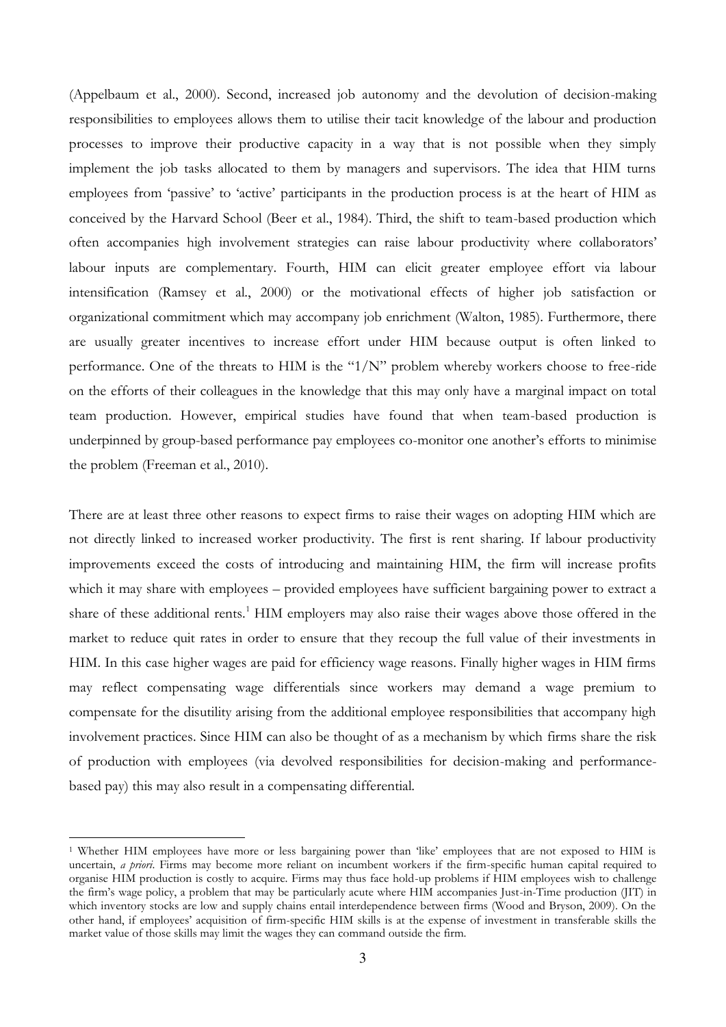(Appelbaum et al., 2000). Second, increased job autonomy and the devolution of decision-making responsibilities to employees allows them to utilise their tacit knowledge of the labour and production processes to improve their productive capacity in a way that is not possible when they simply implement the job tasks allocated to them by managers and supervisors. The idea that HIM turns employees from 'passive' to 'active' participants in the production process is at the heart of HIM as conceived by the Harvard School (Beer et al., 1984). Third, the shift to team-based production which often accompanies high involvement strategies can raise labour productivity where collaborators' labour inputs are complementary. Fourth, HIM can elicit greater employee effort via labour intensification (Ramsey et al., 2000) or the motivational effects of higher job satisfaction or organizational commitment which may accompany job enrichment (Walton, 1985). Furthermore, there are usually greater incentives to increase effort under HIM because output is often linked to performance. One of the threats to HIM is the "1/N" problem whereby workers choose to free-ride on the efforts of their colleagues in the knowledge that this may only have a marginal impact on total team production. However, empirical studies have found that when team-based production is underpinned by group-based performance pay employees co-monitor one another's efforts to minimise the problem (Freeman et al., 2010).

There are at least three other reasons to expect firms to raise their wages on adopting HIM which are not directly linked to increased worker productivity. The first is rent sharing. If labour productivity improvements exceed the costs of introducing and maintaining HIM, the firm will increase profits which it may share with employees – provided employees have sufficient bargaining power to extract a share of these additional rents.[1] HIM employers may also raise their wages above those offered in the market to reduce quit rates in order to ensure that they recoup the full value of their investments in HIM. In this case higher wages are paid for efficiency wage reasons. Finally higher wages in HIM firms may reflect compensating wage differentials since workers may demand a wage premium to compensate for the disutility arising from the additional employee responsibilities that accompany high involvement practices. Since HIM can also be thought of as a mechanism by which firms share the risk of production with employees (via devolved responsibilities for decision-making and performance-based pay) this may also result in a compensating differential.

---

[1] Whether HIM employees have more or less bargaining power than 'like' employees that are not exposed to HIM is uncertain, *a priori*. Firms may become more reliant on incumbent workers if the firm-specific human capital required to organise HIM production is costly to acquire. Firms may thus face hold-up problems if HIM employees wish to challenge the firm's wage policy, a problem that may be particularly acute where HIM accompanies Just-in-Time production (JIT) in which inventory stocks are low and supply chains entail interdependence between firms (Wood and Bryson, 2009). On the other hand, if employees' acquisition of firm-specific HIM skills is at the expense of investment in transferable skills the market value of those skills may limit the wages they can command outside the firm.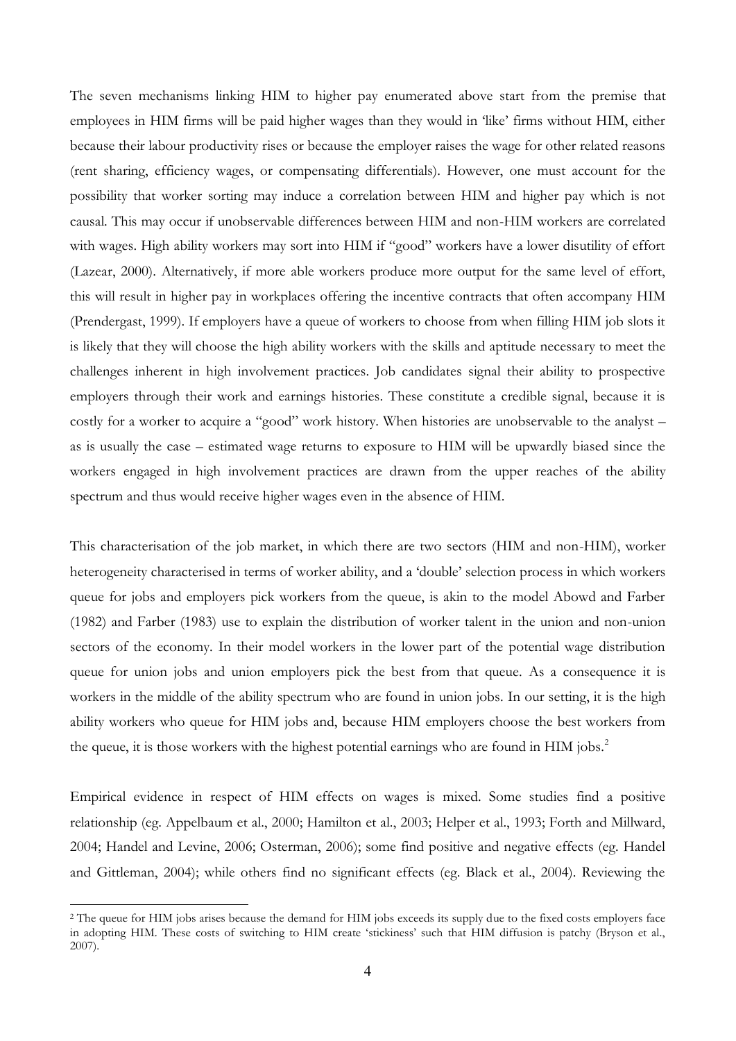The seven mechanisms linking HIM to higher pay enumerated above start from the premise that employees in HIM firms will be paid higher wages than they would in 'like' firms without HIM, either because their labour productivity rises or because the employer raises the wage for other related reasons (rent sharing, efficiency wages, or compensating differentials). However, one must account for the possibility that worker sorting may induce a correlation between HIM and higher pay which is not causal. This may occur if unobservable differences between HIM and non-HIM workers are correlated with wages. High ability workers may sort into HIM if "good" workers have a lower disutility of effort (Lazear, 2000). Alternatively, if more able workers produce more output for the same level of effort, this will result in higher pay in workplaces offering the incentive contracts that often accompany HIM (Prendergast, 1999). If employers have a queue of workers to choose from when filling HIM job slots it is likely that they will choose the high ability workers with the skills and aptitude necessary to meet the challenges inherent in high involvement practices. Job candidates signal their ability to prospective employers through their work and earnings histories. These constitute a credible signal, because it is costly for a worker to acquire a "good" work history. When histories are unobservable to the analyst – as is usually the case – estimated wage returns to exposure to HIM will be upwardly biased since the workers engaged in high involvement practices are drawn from the upper reaches of the ability spectrum and thus would receive higher wages even in the absence of HIM.

This characterisation of the job market, in which there are two sectors (HIM and non-HIM), worker heterogeneity characterised in terms of worker ability, and a 'double' selection process in which workers queue for jobs and employers pick workers from the queue, is akin to the model Abowd and Farber (1982) and Farber (1983) use to explain the distribution of worker talent in the union and non-union sectors of the economy. In their model workers in the lower part of the potential wage distribution queue for union jobs and union employers pick the best from that queue. As a consequence it is workers in the middle of the ability spectrum who are found in union jobs. In our setting, it is the high ability workers who queue for HIM jobs and, because HIM employers choose the best workers from the queue, it is those workers with the highest potential earnings who are found in HIM jobs.[2]

Empirical evidence in respect of HIM effects on wages is mixed. Some studies find a positive relationship (eg. Appelbaum et al., 2000; Hamilton et al., 2003; Helper et al., 1993; Forth and Millward, 2004; Handel and Levine, 2006; Osterman, 2006); some find positive and negative effects (eg. Handel and Gittleman, 2004); while others find no significant effects (eg. Black et al., 2004). Reviewing the

[2] The queue for HIM jobs arises because the demand for HIM jobs exceeds its supply due to the fixed costs employers face in adopting HIM. These costs of switching to HIM create 'stickiness' such that HIM diffusion is patchy (Bryson et al., 2007).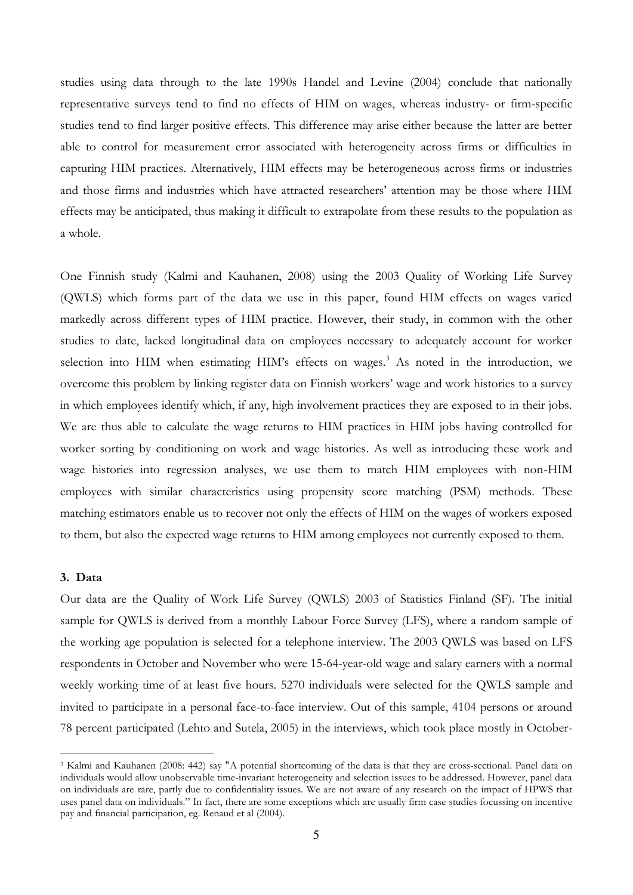studies using data through to the late 1990s Handel and Levine (2004) conclude that nationally representative surveys tend to find no effects of HIM on wages, whereas industry- or firm-specific studies tend to find larger positive effects. This difference may arise either because the latter are better able to control for measurement error associated with heterogeneity across firms or difficulties in capturing HIM practices. Alternatively, HIM effects may be heterogeneous across firms or industries and those firms and industries which have attracted researchers' attention may be those where HIM effects may be anticipated, thus making it difficult to extrapolate from these results to the population as a whole.

One Finnish study (Kalmi and Kauhanen, 2008) using the 2003 Quality of Working Life Survey (QWLS) which forms part of the data we use in this paper, found HIM effects on wages varied markedly across different types of HIM practice. However, their study, in common with the other studies to date, lacked longitudinal data on employees necessary to adequately account for worker selection into HIM when estimating HIM's effects on wages.[3] As noted in the introduction, we overcome this problem by linking register data on Finnish workers' wage and work histories to a survey in which employees identify which, if any, high involvement practices they are exposed to in their jobs. We are thus able to calculate the wage returns to HIM practices in HIM jobs having controlled for worker sorting by conditioning on work and wage histories. As well as introducing these work and wage histories into regression analyses, we use them to match HIM employees with non-HIM employees with similar characteristics using propensity score matching (PSM) methods. These matching estimators enable us to recover not only the effects of HIM on the wages of workers exposed to them, but also the expected wage returns to HIM among employees not currently exposed to them.

## 3. Data

Our data are the Quality of Work Life Survey (QWLS) 2003 of Statistics Finland (SF). The initial sample for QWLS is derived from a monthly Labour Force Survey (LFS), where a random sample of the working age population is selected for a telephone interview. The 2003 QWLS was based on LFS respondents in October and November who were 15-64-year-old wage and salary earners with a normal weekly working time of at least five hours. 5270 individuals were selected for the QWLS sample and invited to participate in a personal face-to-face interview. Out of this sample, 4104 persons or around 78 percent participated (Lehto and Sutela, 2005) in the interviews, which took place mostly in October-

---

[3] Kalmi and Kauhanen (2008: 442) say "A potential shortcoming of the data is that they are cross-sectional. Panel data on individuals would allow unobservable time-invariant heterogeneity and selection issues to be addressed. However, panel data on individuals are rare, partly due to confidentiality issues. We are not aware of any research on the impact of HPWS that uses panel data on individuals." In fact, there are some exceptions which are usually firm case studies focussing on incentive pay and financial participation, eg. Renaud et al (2004).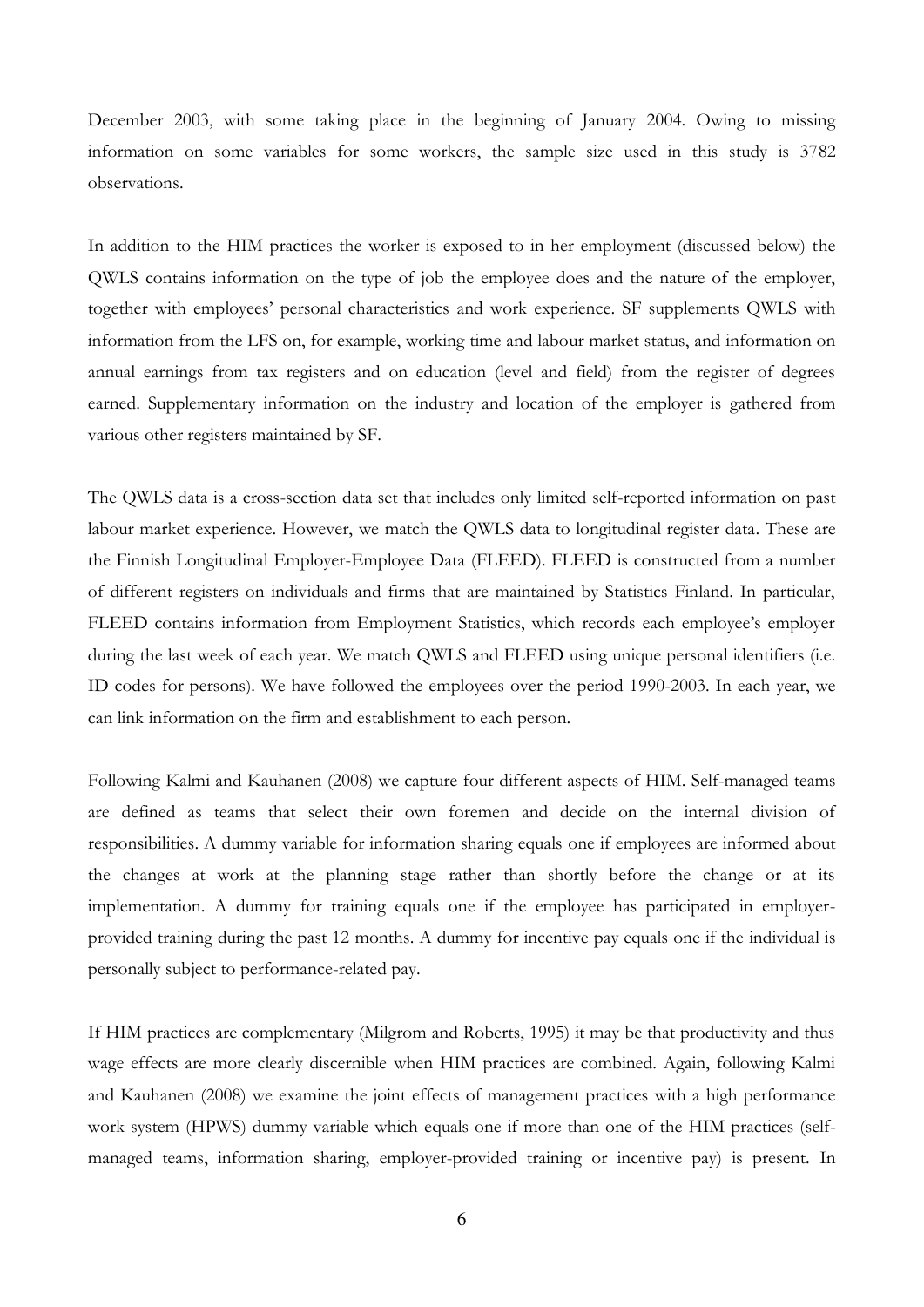December 2003, with some taking place in the beginning of January 2004. Owing to missing information on some variables for some workers, the sample size used in this study is 3782 observations.

In addition to the HIM practices the worker is exposed to in her employment (discussed below) the QWLS contains information on the type of job the employee does and the nature of the employer, together with employees' personal characteristics and work experience. SF supplements QWLS with information from the LFS on, for example, working time and labour market status, and information on annual earnings from tax registers and on education (level and field) from the register of degrees earned. Supplementary information on the industry and location of the employer is gathered from various other registers maintained by SF.

The QWLS data is a cross-section data set that includes only limited self-reported information on past labour market experience. However, we match the QWLS data to longitudinal register data. These are the Finnish Longitudinal Employer-Employee Data (FLEED). FLEED is constructed from a number of different registers on individuals and firms that are maintained by Statistics Finland. In particular, FLEED contains information from Employment Statistics, which records each employee's employer during the last week of each year. We match QWLS and FLEED using unique personal identifiers (i.e. ID codes for persons). We have followed the employees over the period 1990-2003. In each year, we can link information on the firm and establishment to each person.

Following Kalmi and Kauhanen (2008) we capture four different aspects of HIM. Self-managed teams are defined as teams that select their own foremen and decide on the internal division of responsibilities. A dummy variable for information sharing equals one if employees are informed about the changes at work at the planning stage rather than shortly before the change or at its implementation. A dummy for training equals one if the employee has participated in employer-provided training during the past 12 months. A dummy for incentive pay equals one if the individual is personally subject to performance-related pay.

If HIM practices are complementary (Milgrom and Roberts, 1995) it may be that productivity and thus wage effects are more clearly discernible when HIM practices are combined. Again, following Kalmi and Kauhanen (2008) we examine the joint effects of management practices with a high performance work system (HPWS) dummy variable which equals one if more than one of the HIM practices (self-managed teams, information sharing, employer-provided training or incentive pay) is present. In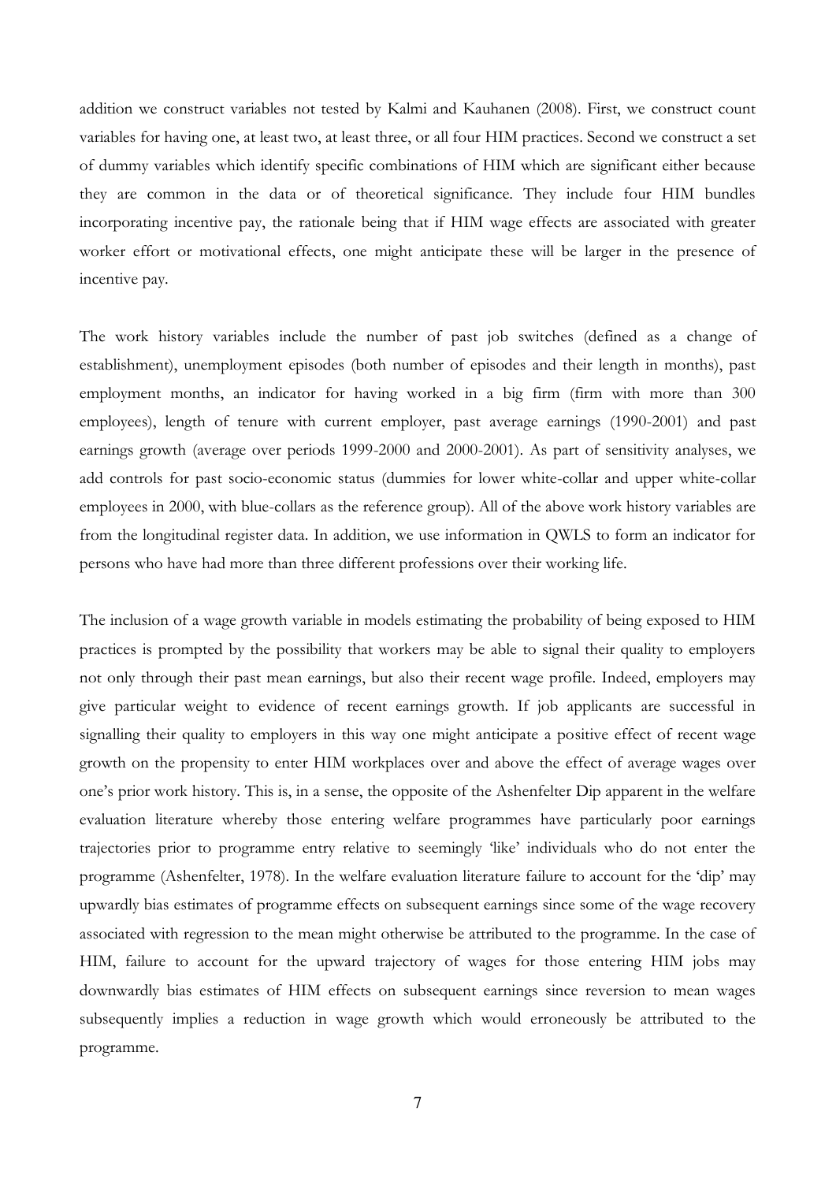addition we construct variables not tested by Kalmi and Kauhanen (2008). First, we construct count variables for having one, at least two, at least three, or all four HIM practices. Second we construct a set of dummy variables which identify specific combinations of HIM which are significant either because they are common in the data or of theoretical significance. They include four HIM bundles incorporating incentive pay, the rationale being that if HIM wage effects are associated with greater worker effort or motivational effects, one might anticipate these will be larger in the presence of incentive pay.

The work history variables include the number of past job switches (defined as a change of establishment), unemployment episodes (both number of episodes and their length in months), past employment months, an indicator for having worked in a big firm (firm with more than 300 employees), length of tenure with current employer, past average earnings (1990-2001) and past earnings growth (average over periods 1999-2000 and 2000-2001). As part of sensitivity analyses, we add controls for past socio-economic status (dummies for lower white-collar and upper white-collar employees in 2000, with blue-collars as the reference group). All of the above work history variables are from the longitudinal register data. In addition, we use information in QWLS to form an indicator for persons who have had more than three different professions over their working life.

The inclusion of a wage growth variable in models estimating the probability of being exposed to HIM practices is prompted by the possibility that workers may be able to signal their quality to employers not only through their past mean earnings, but also their recent wage profile. Indeed, employers may give particular weight to evidence of recent earnings growth. If job applicants are successful in signalling their quality to employers in this way one might anticipate a positive effect of recent wage growth on the propensity to enter HIM workplaces over and above the effect of average wages over one's prior work history. This is, in a sense, the opposite of the Ashenfelter Dip apparent in the welfare evaluation literature whereby those entering welfare programmes have particularly poor earnings trajectories prior to programme entry relative to seemingly 'like' individuals who do not enter the programme (Ashenfelter, 1978). In the welfare evaluation literature failure to account for the 'dip' may upwardly bias estimates of programme effects on subsequent earnings since some of the wage recovery associated with regression to the mean might otherwise be attributed to the programme. In the case of HIM, failure to account for the upward trajectory of wages for those entering HIM jobs may downwardly bias estimates of HIM effects on subsequent earnings since reversion to mean wages subsequently implies a reduction in wage growth which would erroneously be attributed to the programme.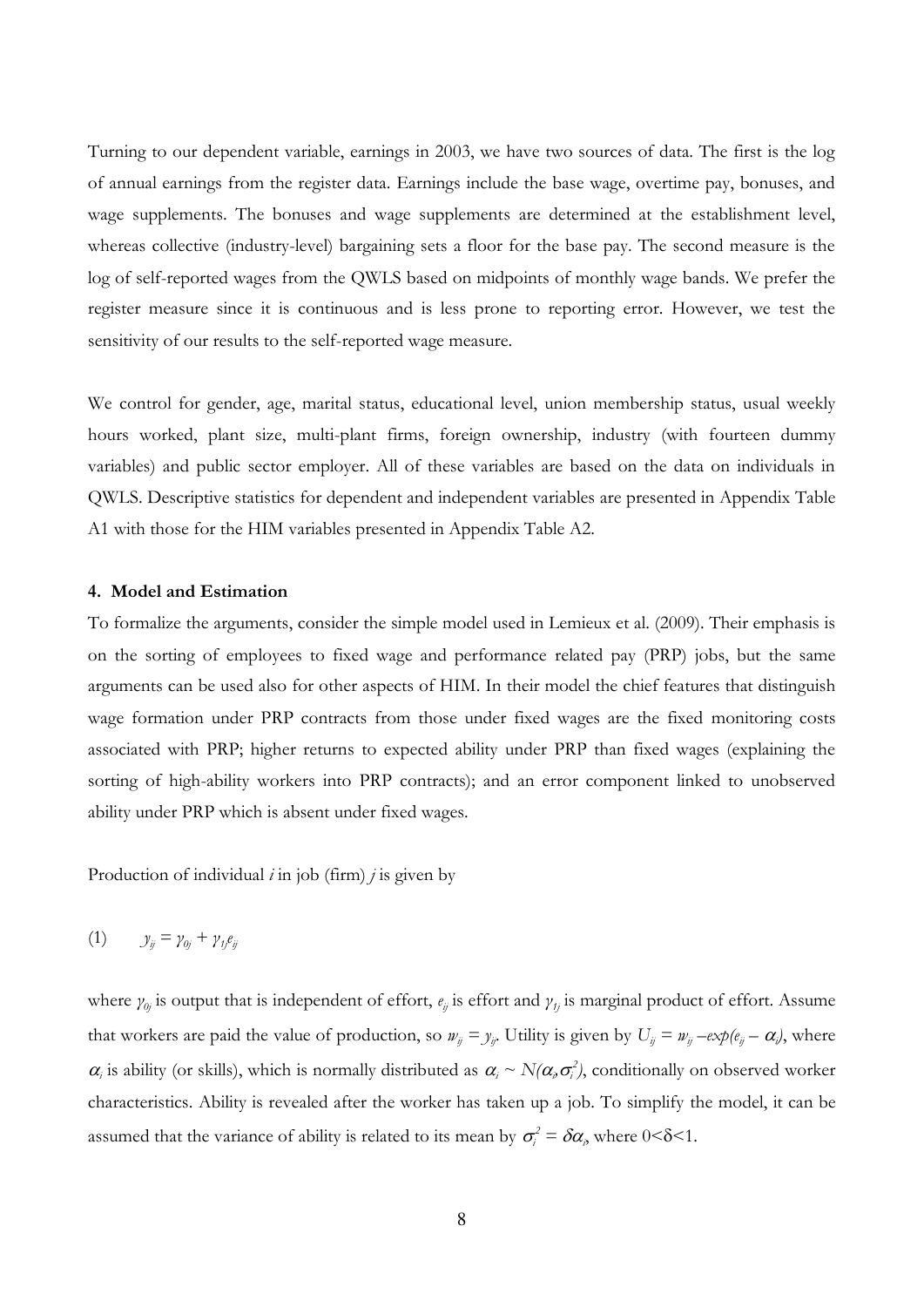Turning to our dependent variable, earnings in 2003, we have two sources of data. The first is the log of annual earnings from the register data. Earnings include the base wage, overtime pay, bonuses, and wage supplements. The bonuses and wage supplements are determined at the establishment level, whereas collective (industry-level) bargaining sets a floor for the base pay. The second measure is the log of self-reported wages from the QWLS based on midpoints of monthly wage bands. We prefer the register measure since it is continuous and is less prone to reporting error. However, we test the sensitivity of our results to the self-reported wage measure.

We control for gender, age, marital status, educational level, union membership status, usual weekly hours worked, plant size, multi-plant firms, foreign ownership, industry (with fourteen dummy variables) and public sector employer. All of these variables are based on the data on individuals in QWLS. Descriptive statistics for dependent and independent variables are presented in Appendix Table A1 with those for the HIM variables presented in Appendix Table A2.

### 4. Model and Estimation

To formalize the arguments, consider the simple model used in Lemieux et al. (2009). Their emphasis is on the sorting of employees to fixed wage and performance related pay (PRP) jobs, but the same arguments can be used also for other aspects of HIM. In their model the chief features that distinguish wage formation under PRP contracts from those under fixed wages are the fixed monitoring costs associated with PRP; higher returns to expected ability under PRP than fixed wages (explaining the sorting of high-ability workers into PRP contracts); and an error component linked to unobserved ability under PRP which is absent under fixed wages.

Production of individual $i$ in job (firm) $j$ is given by

$$(1) \qquad y_{ij} = \gamma_{0j} + \gamma_{1j}e_{ij}$$

where $\gamma_{0j}$ is output that is independent of effort, $e_{ij}$ is effort and $\gamma_{1j}$ is marginal product of effort. Assume that workers are paid the value of production, so $w_{ij} = y_{ij}$. Utility is given by $U_{ij} = w_{ij} - exp(e_{ij} - \alpha_i)$, where $\alpha_i$ is ability (or skills), which is normally distributed as $\alpha_i \sim N(\alpha_i, \sigma_i^2)$, conditionally on observed worker characteristics. Ability is revealed after the worker has taken up a job. To simplify the model, it can be assumed that the variance of ability is related to its mean by $\sigma_i^2 = \delta\alpha_i$, where $0<\delta<1$.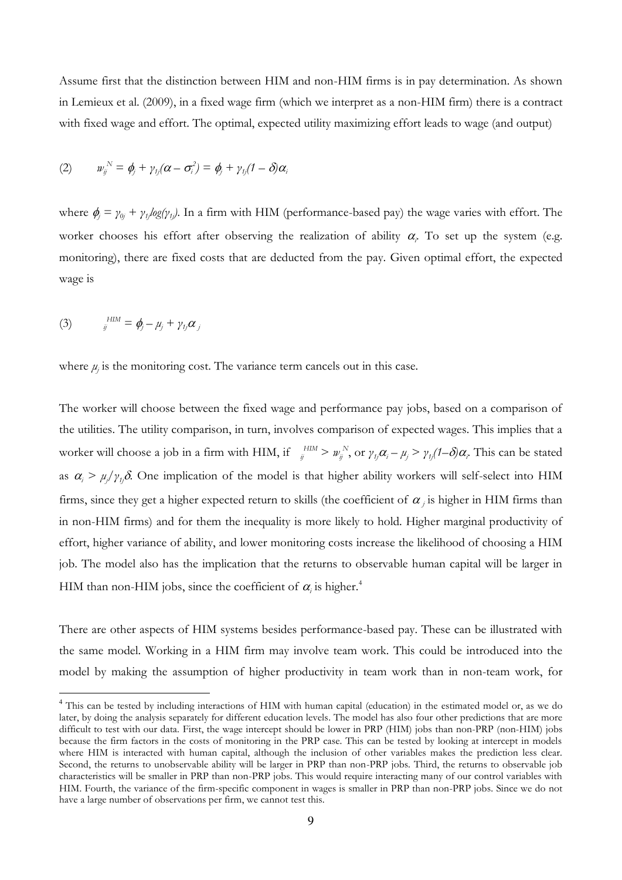Assume first that the distinction between HIM and non-HIM firms is in pay determination. As shown in Lemieux et al. (2009), in a fixed wage firm (which we interpret as a non-HIM firm) there is a contract with fixed wage and effort. The optimal, expected utility maximizing effort leads to wage (and output)

$$(2) \qquad w_{ij}^{N} = \phi_j + \gamma_{1j}(\alpha - \sigma_i^2) = \phi_j + \gamma_{1j}(1 - \delta)\alpha_i$$

where $\phi_j = \gamma_{0j} + \gamma_{1j}log(\gamma_{1j})$. In a firm with HIM (performance-based pay) the wage varies with effort. The worker chooses his effort after observing the realization of ability $\alpha_i$. To set up the system (e.g. monitoring), there are fixed costs that are deducted from the pay. Given optimal effort, the expected wage is

$$(3) \qquad {}_{ij}^{HIM} = \phi_j - \mu_j + \gamma_{1j}\alpha_j$$

where $\mu_j$ is the monitoring cost. The variance term cancels out in this case.

The worker will choose between the fixed wage and performance pay jobs, based on a comparison of the utilities. The utility comparison, in turn, involves comparison of expected wages. This implies that a worker will choose a job in a firm with HIM, if ${}_{ij}^{HIM} > w_{ij}^{N}$, or $\gamma_{1j}\alpha_i - \mu_j > \gamma_{1j}(1-\delta)\alpha_i$. This can be stated as $\alpha_i > \mu_j/\gamma_{1j}\delta$. One implication of the model is that higher ability workers will self-select into HIM firms, since they get a higher expected return to skills (the coefficient of $\alpha_j$ is higher in HIM firms than in non-HIM firms) and for them the inequality is more likely to hold. Higher marginal productivity of effort, higher variance of ability, and lower monitoring costs increase the likelihood of choosing a HIM job. The model also has the implication that the returns to observable human capital will be larger in HIM than non-HIM jobs, since the coefficient of $\alpha_i$ is higher.[4]

There are other aspects of HIM systems besides performance-based pay. These can be illustrated with the same model. Working in a HIM firm may involve team work. This could be introduced into the model by making the assumption of higher productivity in team work than in non-team work, for

---

[4] This can be tested by including interactions of HIM with human capital (education) in the estimated model or, as we do later, by doing the analysis separately for different education levels. The model has also four other predictions that are more difficult to test with our data. First, the wage intercept should be lower in PRP (HIM) jobs than non-PRP (non-HIM) jobs because the firm factors in the costs of monitoring in the PRP case. This can be tested by looking at intercept in models where HIM is interacted with human capital, although the inclusion of other variables makes the prediction less clear. Second, the returns to unobservable ability will be larger in PRP than non-PRP jobs. Third, the returns to observable job characteristics will be smaller in PRP than non-PRP jobs. This would require interacting many of our control variables with HIM. Fourth, the variance of the firm-specific component in wages is smaller in PRP than non-PRP jobs. Since we do not have a large number of observations per firm, we cannot test this.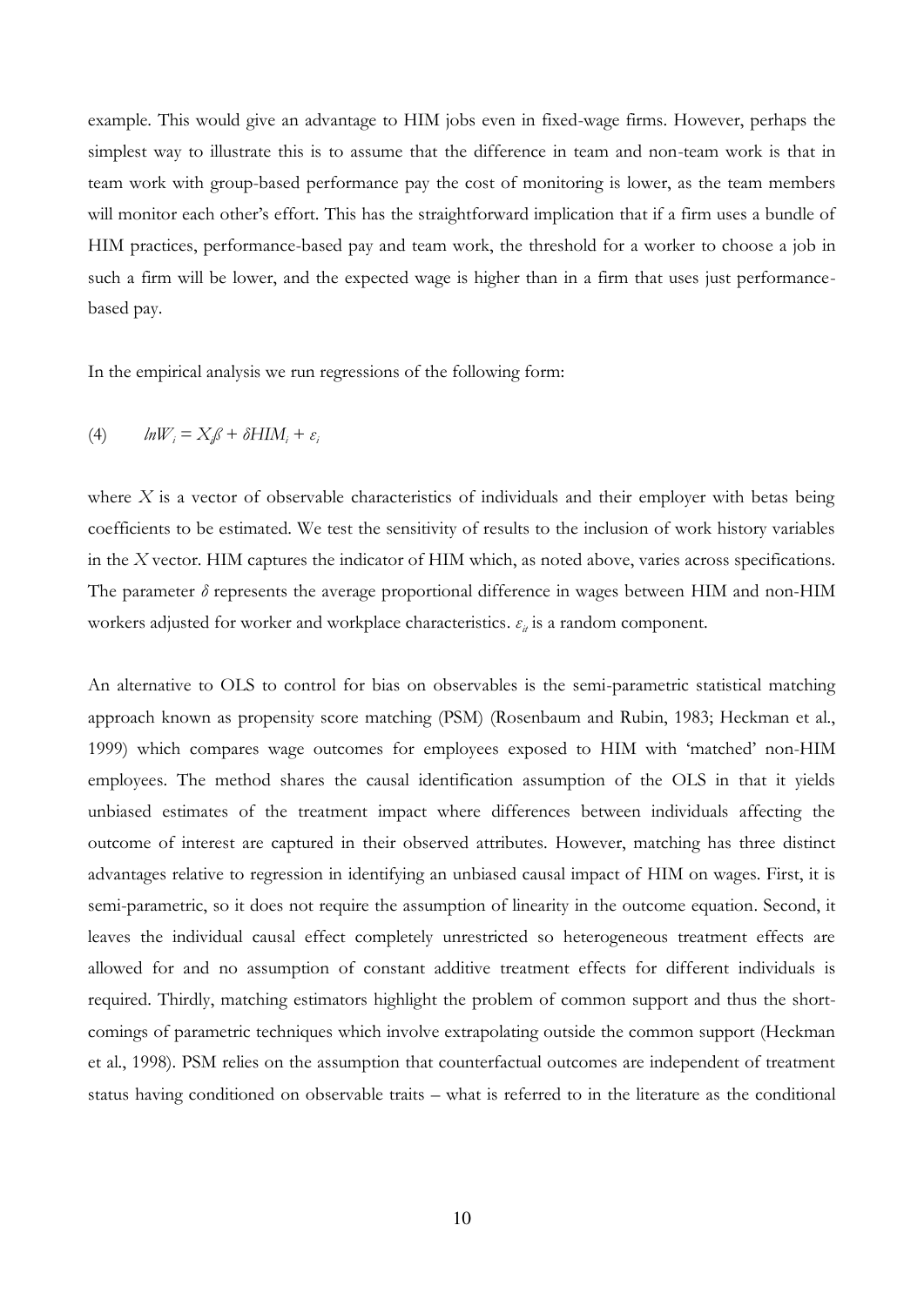example. This would give an advantage to HIM jobs even in fixed-wage firms. However, perhaps the simplest way to illustrate this is to assume that the difference in team and non-team work is that in team work with group-based performance pay the cost of monitoring is lower, as the team members will monitor each other's effort. This has the straightforward implication that if a firm uses a bundle of HIM practices, performance-based pay and team work, the threshold for a worker to choose a job in such a firm will be lower, and the expected wage is higher than in a firm that uses just performance-based pay.

In the empirical analysis we run regressions of the following form:

$$(4) \qquad lnW_i = X_i\beta + \delta HIM_i + \varepsilon_i$$

where $X$ is a vector of observable characteristics of individuals and their employer with betas being coefficients to be estimated. We test the sensitivity of results to the inclusion of work history variables in the $X$ vector. HIM captures the indicator of HIM which, as noted above, varies across specifications. The parameter $\delta$ represents the average proportional difference in wages between HIM and non-HIM workers adjusted for worker and workplace characteristics. $\varepsilon_{it}$ is a random component.

An alternative to OLS to control for bias on observables is the semi-parametric statistical matching approach known as propensity score matching (PSM) (Rosenbaum and Rubin, 1983; Heckman et al., 1999) which compares wage outcomes for employees exposed to HIM with 'matched' non-HIM employees. The method shares the causal identification assumption of the OLS in that it yields unbiased estimates of the treatment impact where differences between individuals affecting the outcome of interest are captured in their observed attributes. However, matching has three distinct advantages relative to regression in identifying an unbiased causal impact of HIM on wages. First, it is semi-parametric, so it does not require the assumption of linearity in the outcome equation. Second, it leaves the individual causal effect completely unrestricted so heterogeneous treatment effects are allowed for and no assumption of constant additive treatment effects for different individuals is required. Thirdly, matching estimators highlight the problem of common support and thus the short-comings of parametric techniques which involve extrapolating outside the common support (Heckman et al., 1998). PSM relies on the assumption that counterfactual outcomes are independent of treatment status having conditioned on observable traits – what is referred to in the literature as the conditional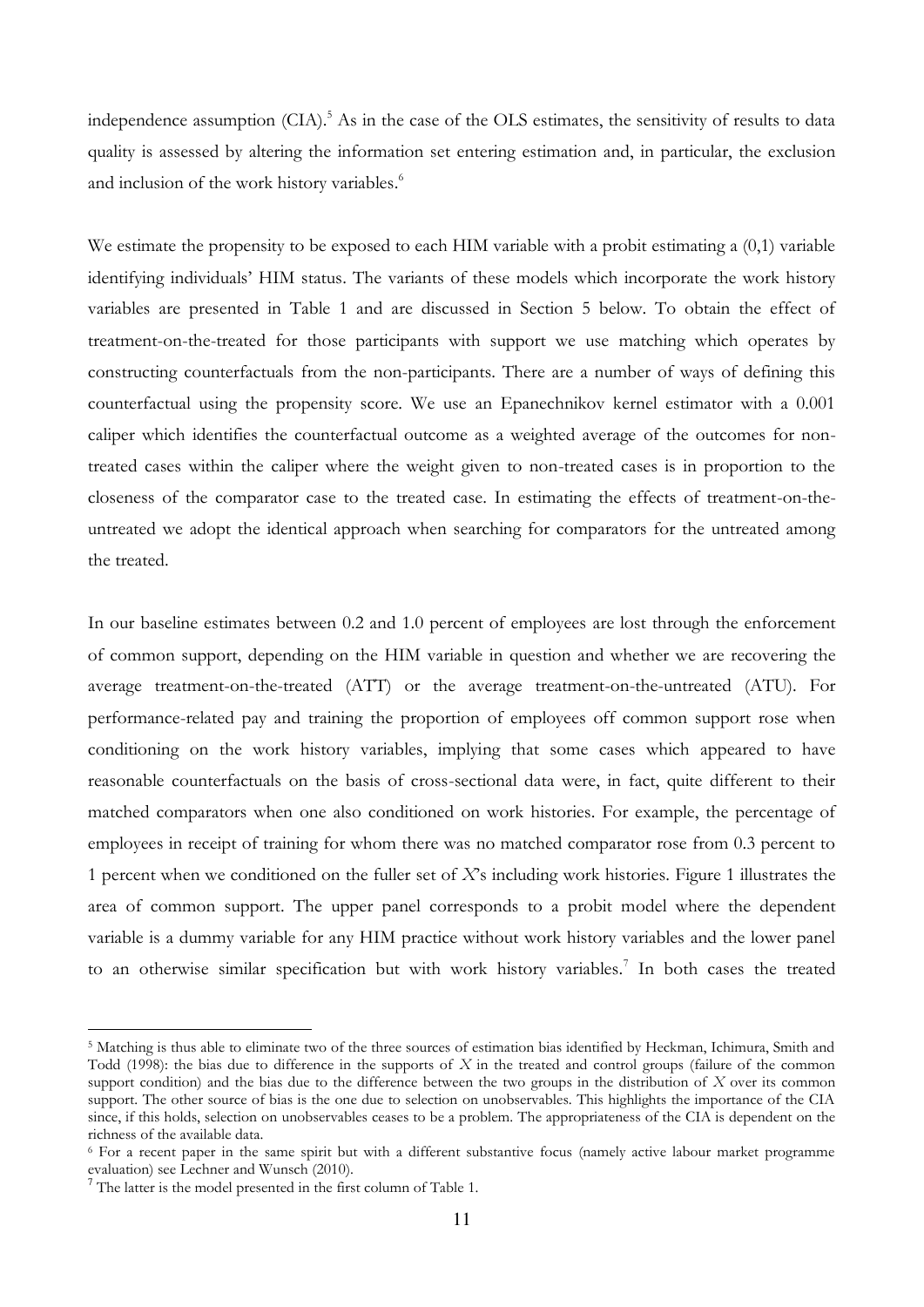independence assumption (CIA).[5] As in the case of the OLS estimates, the sensitivity of results to data quality is assessed by altering the information set entering estimation and, in particular, the exclusion and inclusion of the work history variables.[6]

We estimate the propensity to be exposed to each HIM variable with a probit estimating a (0,1) variable identifying individuals' HIM status. The variants of these models which incorporate the work history variables are presented in Table 1 and are discussed in Section 5 below. To obtain the effect of treatment-on-the-treated for those participants with support we use matching which operates by constructing counterfactuals from the non-participants. There are a number of ways of defining this counterfactual using the propensity score. We use an Epanechnikov kernel estimator with a 0.001 caliper which identifies the counterfactual outcome as a weighted average of the outcomes for non-treated cases within the caliper where the weight given to non-treated cases is in proportion to the closeness of the comparator case to the treated case. In estimating the effects of treatment-on-the-untreated we adopt the identical approach when searching for comparators for the untreated among the treated.

In our baseline estimates between 0.2 and 1.0 percent of employees are lost through the enforcement of common support, depending on the HIM variable in question and whether we are recovering the average treatment-on-the-treated (ATT) or the average treatment-on-the-untreated (ATU). For performance-related pay and training the proportion of employees off common support rose when conditioning on the work history variables, implying that some cases which appeared to have reasonable counterfactuals on the basis of cross-sectional data were, in fact, quite different to their matched comparators when one also conditioned on work histories. For example, the percentage of employees in receipt of training for whom there was no matched comparator rose from 0.3 percent to 1 percent when we conditioned on the fuller set of $X$'s including work histories. Figure 1 illustrates the area of common support. The upper panel corresponds to a probit model where the dependent variable is a dummy variable for any HIM practice without work history variables and the lower panel to an otherwise similar specification but with work history variables.[7] In both cases the treated

---

[5] Matching is thus able to eliminate two of the three sources of estimation bias identified by Heckman, Ichimura, Smith and Todd (1998): the bias due to difference in the supports of $X$ in the treated and control groups (failure of the common support condition) and the bias due to the difference between the two groups in the distribution of $X$ over its common support. The other source of bias is the one due to selection on unobservables. This highlights the importance of the CIA since, if this holds, selection on unobservables ceases to be a problem. The appropriateness of the CIA is dependent on the richness of the available data.

[6] For a recent paper in the same spirit but with a different substantive focus (namely active labour market programme evaluation) see Lechner and Wunsch (2010).

[7] The latter is the model presented in the first column of Table 1.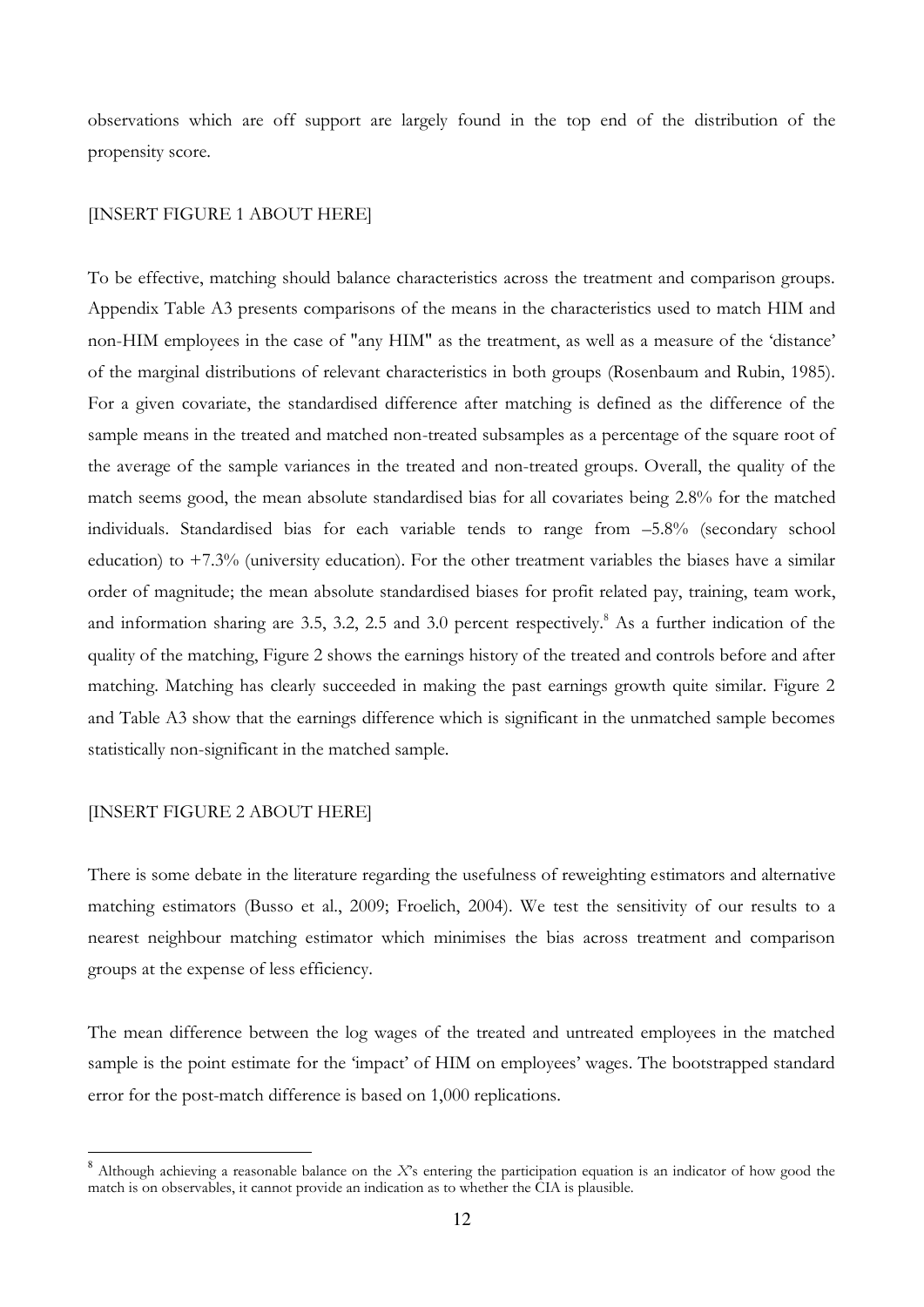observations which are off support are largely found in the top end of the distribution of the propensity score.

[INSERT FIGURE 1 ABOUT HERE]

To be effective, matching should balance characteristics across the treatment and comparison groups. Appendix Table A3 presents comparisons of the means in the characteristics used to match HIM and non-HIM employees in the case of "any HIM" as the treatment, as well as a measure of the 'distance' of the marginal distributions of relevant characteristics in both groups (Rosenbaum and Rubin, 1985). For a given covariate, the standardised difference after matching is defined as the difference of the sample means in the treated and matched non-treated subsamples as a percentage of the square root of the average of the sample variances in the treated and non-treated groups. Overall, the quality of the match seems good, the mean absolute standardised bias for all covariates being 2.8% for the matched individuals. Standardised bias for each variable tends to range from –5.8% (secondary school education) to +7.3% (university education). For the other treatment variables the biases have a similar order of magnitude; the mean absolute standardised biases for profit related pay, training, team work, and information sharing are 3.5, 3.2, 2.5 and 3.0 percent respectively.[8] As a further indication of the quality of the matching, Figure 2 shows the earnings history of the treated and controls before and after matching. Matching has clearly succeeded in making the past earnings growth quite similar. Figure 2 and Table A3 show that the earnings difference which is significant in the unmatched sample becomes statistically non-significant in the matched sample.

[INSERT FIGURE 2 ABOUT HERE]

There is some debate in the literature regarding the usefulness of reweighting estimators and alternative matching estimators (Busso et al., 2009; Froelich, 2004). We test the sensitivity of our results to a nearest neighbour matching estimator which minimises the bias across treatment and comparison groups at the expense of less efficiency.

The mean difference between the log wages of the treated and untreated employees in the matched sample is the point estimate for the 'impact' of HIM on employees' wages. The bootstrapped standard error for the post-match difference is based on 1,000 replications.

[8] Although achieving a reasonable balance on the *X*'s entering the participation equation is an indicator of how good the match is on observables, it cannot provide an indication as to whether the CIA is plausible.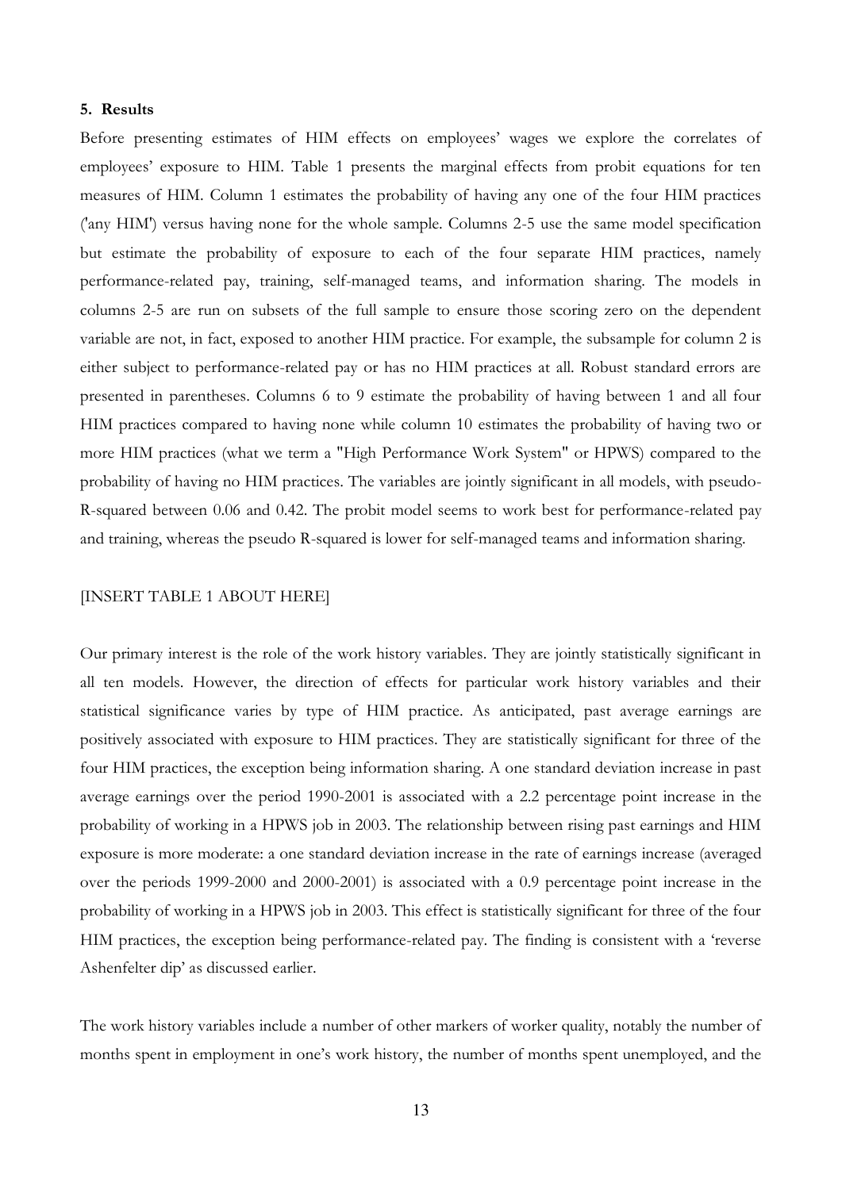## 5. Results

Before presenting estimates of HIM effects on employees' wages we explore the correlates of employees' exposure to HIM. Table 1 presents the marginal effects from probit equations for ten measures of HIM. Column 1 estimates the probability of having any one of the four HIM practices ('any HIM') versus having none for the whole sample. Columns 2-5 use the same model specification but estimate the probability of exposure to each of the four separate HIM practices, namely performance-related pay, training, self-managed teams, and information sharing. The models in columns 2-5 are run on subsets of the full sample to ensure those scoring zero on the dependent variable are not, in fact, exposed to another HIM practice. For example, the subsample for column 2 is either subject to performance-related pay or has no HIM practices at all. Robust standard errors are presented in parentheses. Columns 6 to 9 estimate the probability of having between 1 and all four HIM practices compared to having none while column 10 estimates the probability of having two or more HIM practices (what we term a "High Performance Work System" or HPWS) compared to the probability of having no HIM practices. The variables are jointly significant in all models, with pseudo-R-squared between 0.06 and 0.42. The probit model seems to work best for performance-related pay and training, whereas the pseudo R-squared is lower for self-managed teams and information sharing.

[INSERT TABLE 1 ABOUT HERE]

Our primary interest is the role of the work history variables. They are jointly statistically significant in all ten models. However, the direction of effects for particular work history variables and their statistical significance varies by type of HIM practice. As anticipated, past average earnings are positively associated with exposure to HIM practices. They are statistically significant for three of the four HIM practices, the exception being information sharing. A one standard deviation increase in past average earnings over the period 1990-2001 is associated with a 2.2 percentage point increase in the probability of working in a HPWS job in 2003. The relationship between rising past earnings and HIM exposure is more moderate: a one standard deviation increase in the rate of earnings increase (averaged over the periods 1999-2000 and 2000-2001) is associated with a 0.9 percentage point increase in the probability of working in a HPWS job in 2003. This effect is statistically significant for three of the four HIM practices, the exception being performance-related pay. The finding is consistent with a 'reverse Ashenfelter dip' as discussed earlier.

The work history variables include a number of other markers of worker quality, notably the number of months spent in employment in one's work history, the number of months spent unemployed, and the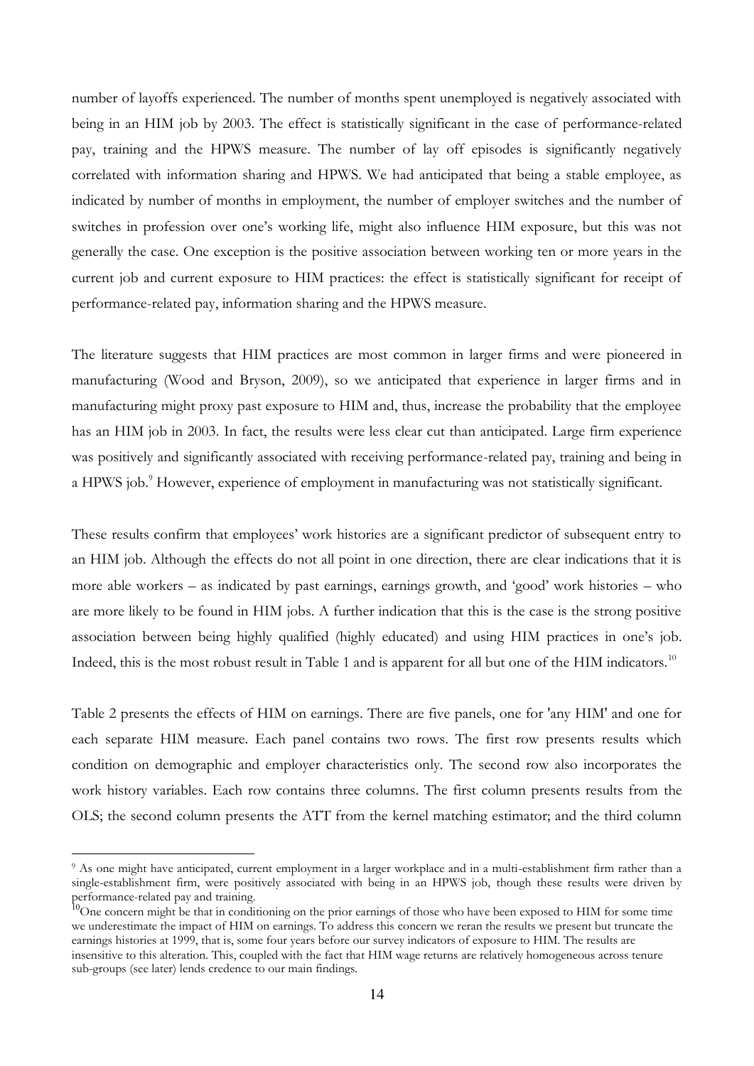number of layoffs experienced. The number of months spent unemployed is negatively associated with being in an HIM job by 2003. The effect is statistically significant in the case of performance-related pay, training and the HPWS measure. The number of lay off episodes is significantly negatively correlated with information sharing and HPWS. We had anticipated that being a stable employee, as indicated by number of months in employment, the number of employer switches and the number of switches in profession over one's working life, might also influence HIM exposure, but this was not generally the case. One exception is the positive association between working ten or more years in the current job and current exposure to HIM practices: the effect is statistically significant for receipt of performance-related pay, information sharing and the HPWS measure.

The literature suggests that HIM practices are most common in larger firms and were pioneered in manufacturing (Wood and Bryson, 2009), so we anticipated that experience in larger firms and in manufacturing might proxy past exposure to HIM and, thus, increase the probability that the employee has an HIM job in 2003. In fact, the results were less clear cut than anticipated. Large firm experience was positively and significantly associated with receiving performance-related pay, training and being in a HPWS job.[9] However, experience of employment in manufacturing was not statistically significant.

These results confirm that employees' work histories are a significant predictor of subsequent entry to an HIM job. Although the effects do not all point in one direction, there are clear indications that it is more able workers – as indicated by past earnings, earnings growth, and 'good' work histories – who are more likely to be found in HIM jobs. A further indication that this is the case is the strong positive association between being highly qualified (highly educated) and using HIM practices in one's job. Indeed, this is the most robust result in Table 1 and is apparent for all but one of the HIM indicators.[10]

Table 2 presents the effects of HIM on earnings. There are five panels, one for 'any HIM' and one for each separate HIM measure. Each panel contains two rows. The first row presents results which condition on demographic and employer characteristics only. The second row also incorporates the work history variables. Each row contains three columns. The first column presents results from the OLS; the second column presents the ATT from the kernel matching estimator; and the third column

---

[9] As one might have anticipated, current employment in a larger workplace and in a multi-establishment firm rather than a single-establishment firm, were positively associated with being in an HPWS job, though these results were driven by performance-related pay and training.

[10] One concern might be that in conditioning on the prior earnings of those who have been exposed to HIM for some time we underestimate the impact of HIM on earnings. To address this concern we reran the results we present but truncate the earnings histories at 1999, that is, some four years before our survey indicators of exposure to HIM. The results are insensitive to this alteration. This, coupled with the fact that HIM wage returns are relatively homogeneous across tenure sub-groups (see later) lends credence to our main findings.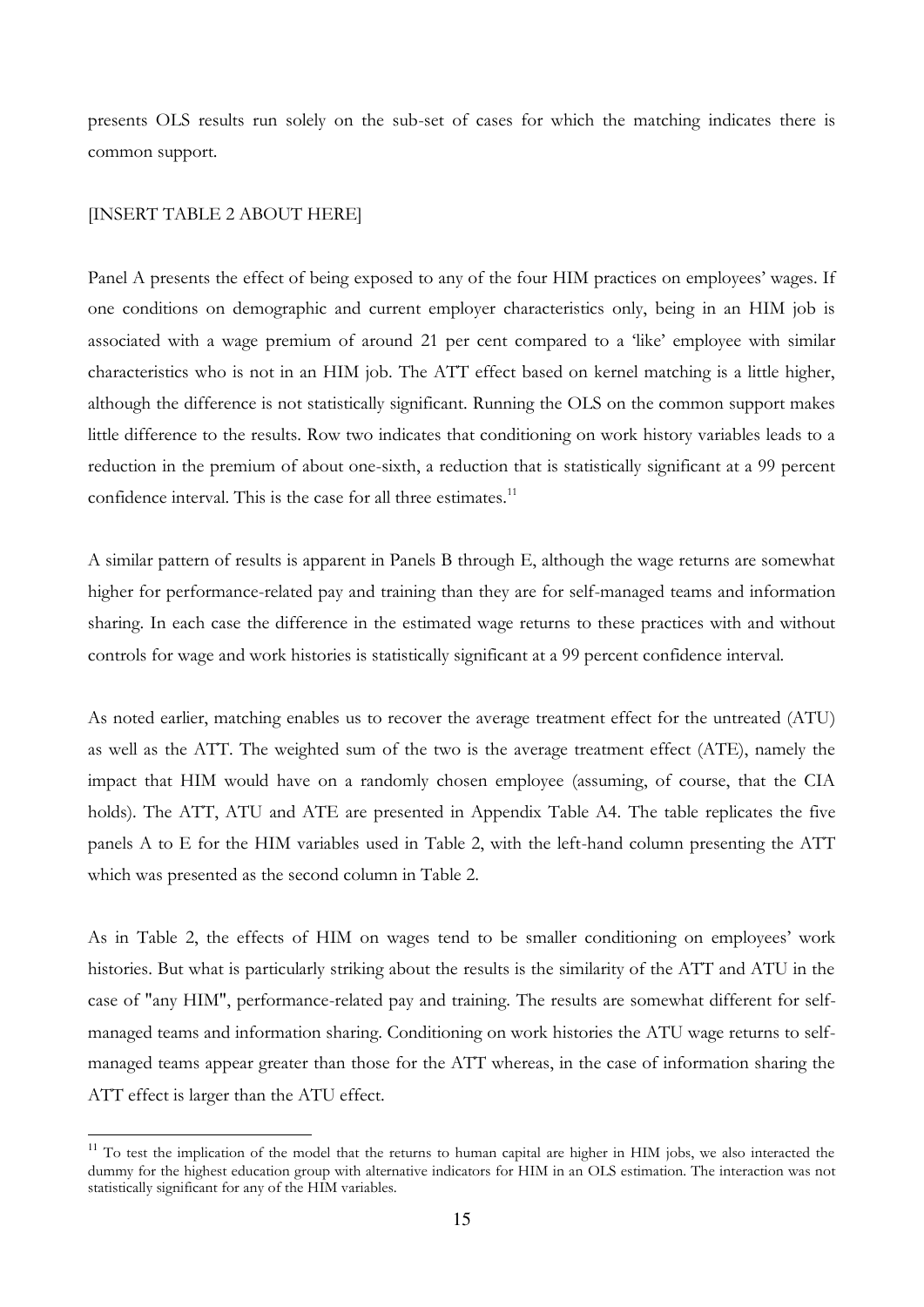presents OLS results run solely on the sub-set of cases for which the matching indicates there is common support.

[INSERT TABLE 2 ABOUT HERE]

Panel A presents the effect of being exposed to any of the four HIM practices on employees' wages. If one conditions on demographic and current employer characteristics only, being in an HIM job is associated with a wage premium of around 21 per cent compared to a 'like' employee with similar characteristics who is not in an HIM job. The ATT effect based on kernel matching is a little higher, although the difference is not statistically significant. Running the OLS on the common support makes little difference to the results. Row two indicates that conditioning on work history variables leads to a reduction in the premium of about one-sixth, a reduction that is statistically significant at a 99 percent confidence interval. This is the case for all three estimates.[11]

A similar pattern of results is apparent in Panels B through E, although the wage returns are somewhat higher for performance-related pay and training than they are for self-managed teams and information sharing. In each case the difference in the estimated wage returns to these practices with and without controls for wage and work histories is statistically significant at a 99 percent confidence interval.

As noted earlier, matching enables us to recover the average treatment effect for the untreated (ATU) as well as the ATT. The weighted sum of the two is the average treatment effect (ATE), namely the impact that HIM would have on a randomly chosen employee (assuming, of course, that the CIA holds). The ATT, ATU and ATE are presented in Appendix Table A4. The table replicates the five panels A to E for the HIM variables used in Table 2, with the left-hand column presenting the ATT which was presented as the second column in Table 2.

As in Table 2, the effects of HIM on wages tend to be smaller conditioning on employees' work histories. But what is particularly striking about the results is the similarity of the ATT and ATU in the case of "any HIM", performance-related pay and training. The results are somewhat different for self-managed teams and information sharing. Conditioning on work histories the ATU wage returns to self-managed teams appear greater than those for the ATT whereas, in the case of information sharing the ATT effect is larger than the ATU effect.

[11] To test the implication of the model that the returns to human capital are higher in HIM jobs, we also interacted the dummy for the highest education group with alternative indicators for HIM in an OLS estimation. The interaction was not statistically significant for any of the HIM variables.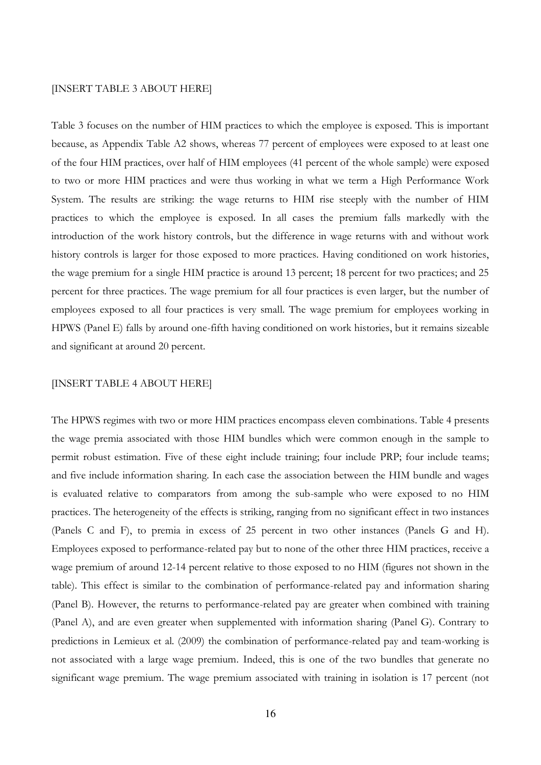[INSERT TABLE 3 ABOUT HERE]

Table 3 focuses on the number of HIM practices to which the employee is exposed. This is important because, as Appendix Table A2 shows, whereas 77 percent of employees were exposed to at least one of the four HIM practices, over half of HIM employees (41 percent of the whole sample) were exposed to two or more HIM practices and were thus working in what we term a High Performance Work System. The results are striking: the wage returns to HIM rise steeply with the number of HIM practices to which the employee is exposed. In all cases the premium falls markedly with the introduction of the work history controls, but the difference in wage returns with and without work history controls is larger for those exposed to more practices. Having conditioned on work histories, the wage premium for a single HIM practice is around 13 percent; 18 percent for two practices; and 25 percent for three practices. The wage premium for all four practices is even larger, but the number of employees exposed to all four practices is very small. The wage premium for employees working in HPWS (Panel E) falls by around one-fifth having conditioned on work histories, but it remains sizeable and significant at around 20 percent.

[INSERT TABLE 4 ABOUT HERE]

The HPWS regimes with two or more HIM practices encompass eleven combinations. Table 4 presents the wage premia associated with those HIM bundles which were common enough in the sample to permit robust estimation. Five of these eight include training; four include PRP; four include teams; and five include information sharing. In each case the association between the HIM bundle and wages is evaluated relative to comparators from among the sub-sample who were exposed to no HIM practices. The heterogeneity of the effects is striking, ranging from no significant effect in two instances (Panels C and F), to premia in excess of 25 percent in two other instances (Panels G and H). Employees exposed to performance-related pay but to none of the other three HIM practices, receive a wage premium of around 12-14 percent relative to those exposed to no HIM (figures not shown in the table). This effect is similar to the combination of performance-related pay and information sharing (Panel B). However, the returns to performance-related pay are greater when combined with training (Panel A), and are even greater when supplemented with information sharing (Panel G). Contrary to predictions in Lemieux et al. (2009) the combination of performance-related pay and team-working is not associated with a large wage premium. Indeed, this is one of the two bundles that generate no significant wage premium. The wage premium associated with training in isolation is 17 percent (not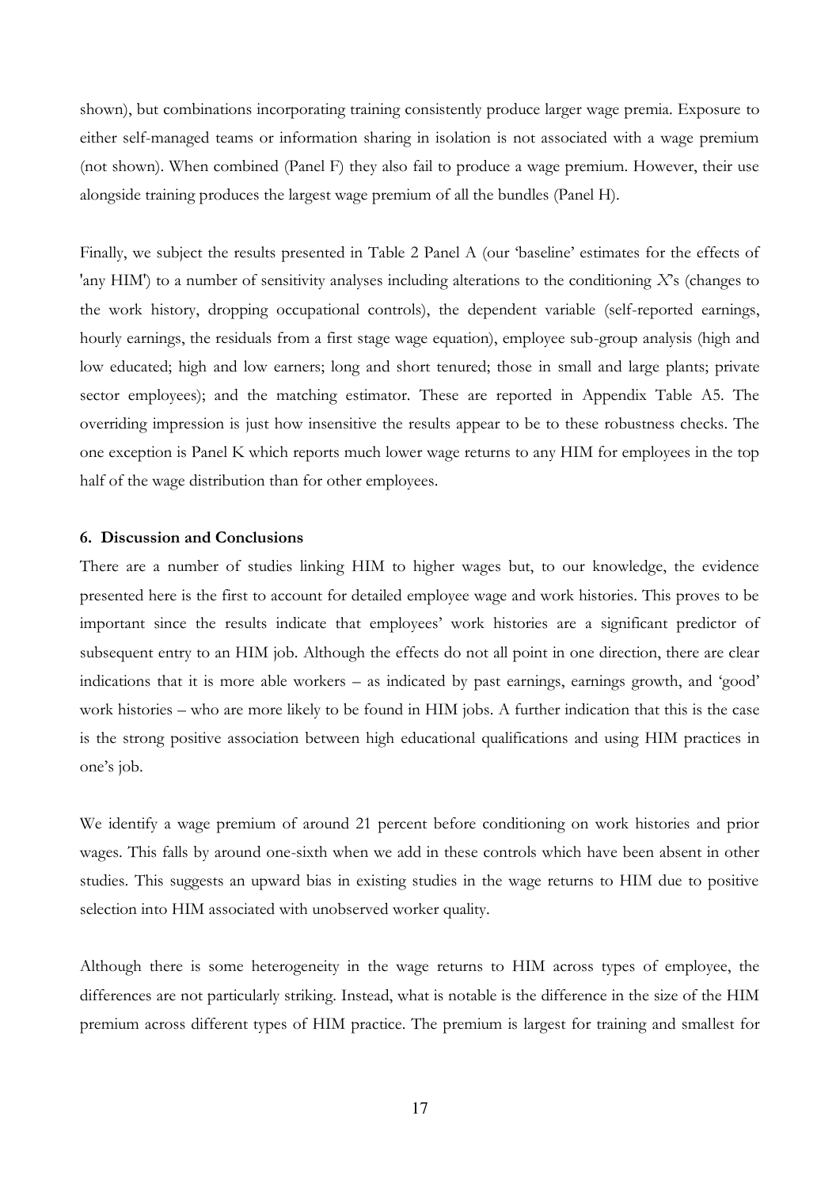shown), but combinations incorporating training consistently produce larger wage premia. Exposure to either self-managed teams or information sharing in isolation is not associated with a wage premium (not shown). When combined (Panel F) they also fail to produce a wage premium. However, their use alongside training produces the largest wage premium of all the bundles (Panel H).

Finally, we subject the results presented in Table 2 Panel A (our 'baseline' estimates for the effects of 'any HIM') to a number of sensitivity analyses including alterations to the conditioning *X*'s (changes to the work history, dropping occupational controls), the dependent variable (self-reported earnings, hourly earnings, the residuals from a first stage wage equation), employee sub-group analysis (high and low educated; high and low earners; long and short tenured; those in small and large plants; private sector employees); and the matching estimator. These are reported in Appendix Table A5. The overriding impression is just how insensitive the results appear to be to these robustness checks. The one exception is Panel K which reports much lower wage returns to any HIM for employees in the top half of the wage distribution than for other employees.

## 6. Discussion and Conclusions

There are a number of studies linking HIM to higher wages but, to our knowledge, the evidence presented here is the first to account for detailed employee wage and work histories. This proves to be important since the results indicate that employees' work histories are a significant predictor of subsequent entry to an HIM job. Although the effects do not all point in one direction, there are clear indications that it is more able workers – as indicated by past earnings, earnings growth, and 'good' work histories – who are more likely to be found in HIM jobs. A further indication that this is the case is the strong positive association between high educational qualifications and using HIM practices in one's job.

We identify a wage premium of around 21 percent before conditioning on work histories and prior wages. This falls by around one-sixth when we add in these controls which have been absent in other studies. This suggests an upward bias in existing studies in the wage returns to HIM due to positive selection into HIM associated with unobserved worker quality.

Although there is some heterogeneity in the wage returns to HIM across types of employee, the differences are not particularly striking. Instead, what is notable is the difference in the size of the HIM premium across different types of HIM practice. The premium is largest for training and smallest for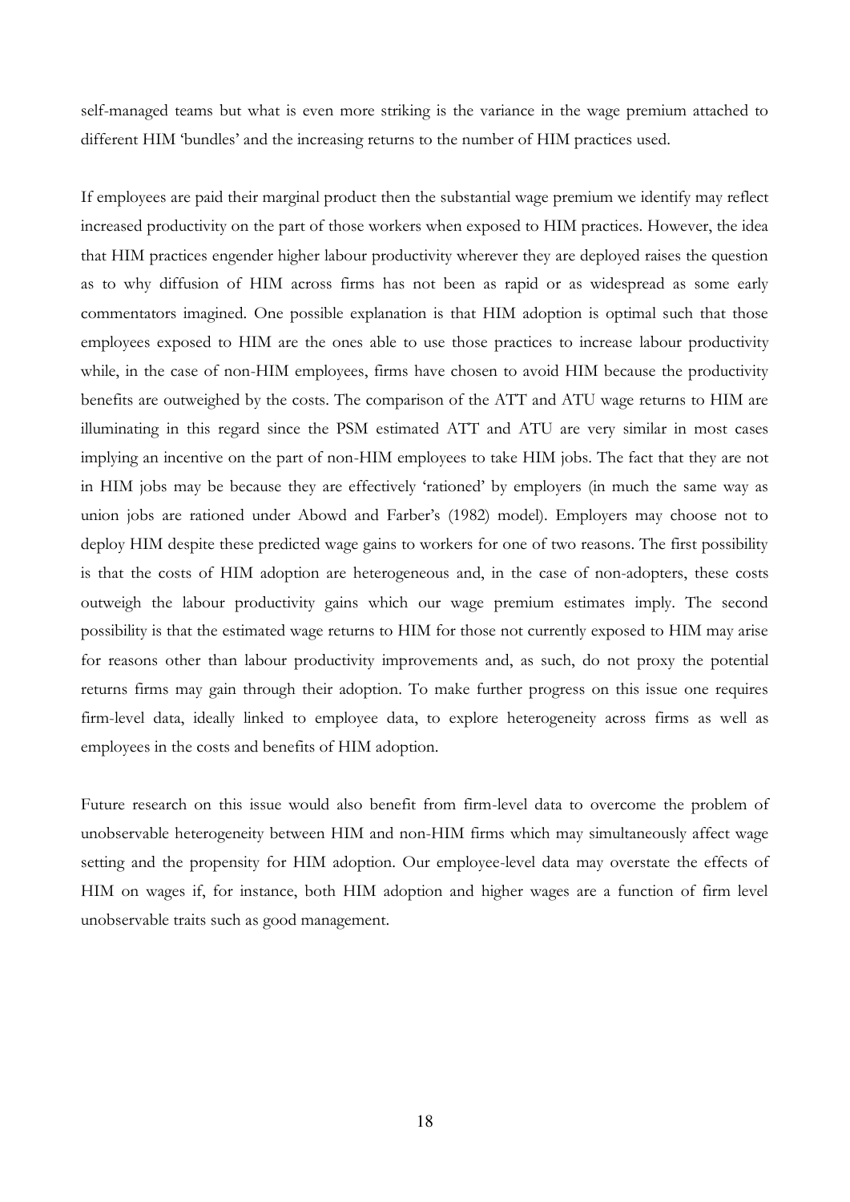self-managed teams but what is even more striking is the variance in the wage premium attached to different HIM 'bundles' and the increasing returns to the number of HIM practices used.

If employees are paid their marginal product then the substantial wage premium we identify may reflect increased productivity on the part of those workers when exposed to HIM practices. However, the idea that HIM practices engender higher labour productivity wherever they are deployed raises the question as to why diffusion of HIM across firms has not been as rapid or as widespread as some early commentators imagined. One possible explanation is that HIM adoption is optimal such that those employees exposed to HIM are the ones able to use those practices to increase labour productivity while, in the case of non-HIM employees, firms have chosen to avoid HIM because the productivity benefits are outweighed by the costs. The comparison of the ATT and ATU wage returns to HIM are illuminating in this regard since the PSM estimated ATT and ATU are very similar in most cases implying an incentive on the part of non-HIM employees to take HIM jobs. The fact that they are not in HIM jobs may be because they are effectively 'rationed' by employers (in much the same way as union jobs are rationed under Abowd and Farber's (1982) model). Employers may choose not to deploy HIM despite these predicted wage gains to workers for one of two reasons. The first possibility is that the costs of HIM adoption are heterogeneous and, in the case of non-adopters, these costs outweigh the labour productivity gains which our wage premium estimates imply. The second possibility is that the estimated wage returns to HIM for those not currently exposed to HIM may arise for reasons other than labour productivity improvements and, as such, do not proxy the potential returns firms may gain through their adoption. To make further progress on this issue one requires firm-level data, ideally linked to employee data, to explore heterogeneity across firms as well as employees in the costs and benefits of HIM adoption.

Future research on this issue would also benefit from firm-level data to overcome the problem of unobservable heterogeneity between HIM and non-HIM firms which may simultaneously affect wage setting and the propensity for HIM adoption. Our employee-level data may overstate the effects of HIM on wages if, for instance, both HIM adoption and higher wages are a function of firm level unobservable traits such as good management.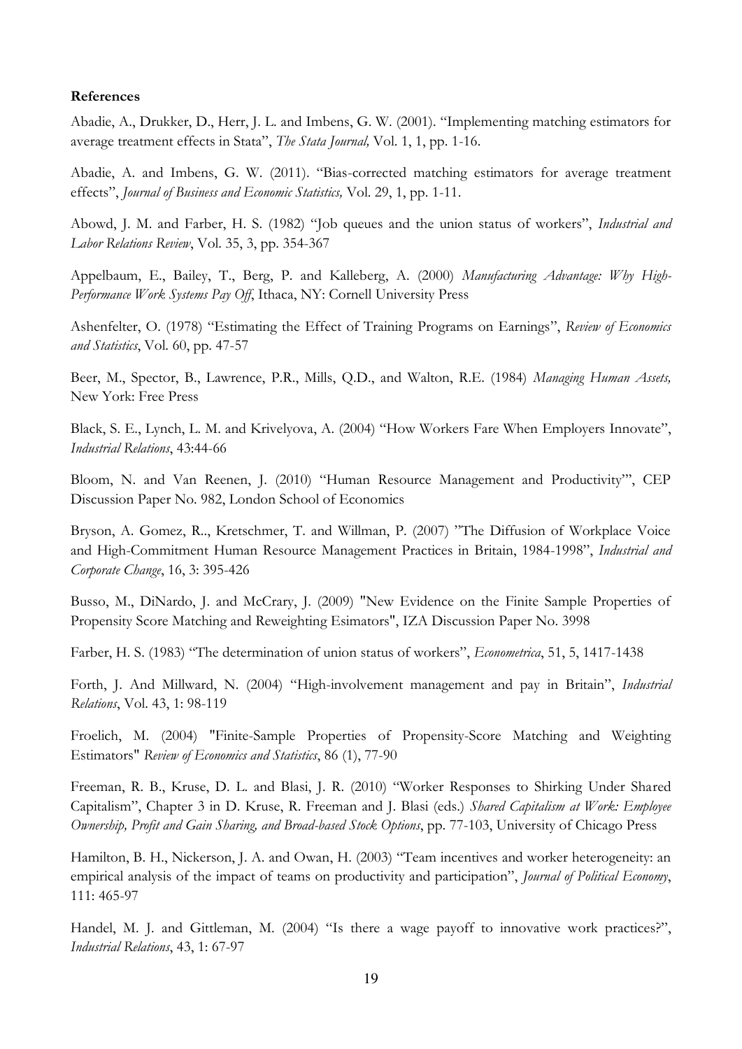**References**

Abadie, A., Drukker, D., Herr, J. L. and Imbens, G. W. (2001). "Implementing matching estimators for average treatment effects in Stata", *The Stata Journal,* Vol. 1, 1, pp. 1-16.

Abadie, A. and Imbens, G. W. (2011). "Bias-corrected matching estimators for average treatment effects", *Journal of Business and Economic Statistics,* Vol. 29, 1, pp. 1-11.

Abowd, J. M. and Farber, H. S. (1982) "Job queues and the union status of workers", *Industrial and Labor Relations Review*, Vol. 35, 3, pp. 354-367

Appelbaum, E., Bailey, T., Berg, P. and Kalleberg, A. (2000) *Manufacturing Advantage: Why High-Performance Work Systems Pay Off*, Ithaca, NY: Cornell University Press

Ashenfelter, O. (1978) "Estimating the Effect of Training Programs on Earnings", *Review of Economics and Statistics*, Vol. 60, pp. 47-57

Beer, M., Spector, B., Lawrence, P.R., Mills, Q.D., and Walton, R.E. (1984) *Managing Human Assets,* New York: Free Press

Black, S. E., Lynch, L. M. and Krivelyova, A. (2004) "How Workers Fare When Employers Innovate", *Industrial Relations*, 43:44-66

Bloom, N. and Van Reenen, J. (2010) "Human Resource Management and Productivity"', CEP Discussion Paper No. 982, London School of Economics

Bryson, A. Gomez, R.., Kretschmer, T. and Willman, P. (2007) "The Diffusion of Workplace Voice and High-Commitment Human Resource Management Practices in Britain, 1984-1998", *Industrial and Corporate Change*, 16, 3: 395-426

Busso, M., DiNardo, J. and McCrary, J. (2009) "New Evidence on the Finite Sample Properties of Propensity Score Matching and Reweighting Esimators", IZA Discussion Paper No. 3998

Farber, H. S. (1983) "The determination of union status of workers", *Econometrica*, 51, 5, 1417-1438

Forth, J. And Millward, N. (2004) "High-involvement management and pay in Britain", *Industrial Relations*, Vol. 43, 1: 98-119

Froelich, M. (2004) "Finite-Sample Properties of Propensity-Score Matching and Weighting Estimators" *Review of Economics and Statistics*, 86 (1), 77-90

Freeman, R. B., Kruse, D. L. and Blasi, J. R. (2010) "Worker Responses to Shirking Under Shared Capitalism", Chapter 3 in D. Kruse, R. Freeman and J. Blasi (eds.) *Shared Capitalism at Work: Employee Ownership, Profit and Gain Sharing, and Broad-based Stock Options*, pp. 77-103, University of Chicago Press

Hamilton, B. H., Nickerson, J. A. and Owan, H. (2003) "Team incentives and worker heterogeneity: an empirical analysis of the impact of teams on productivity and participation", *Journal of Political Economy*, 111: 465-97

Handel, M. J. and Gittleman, M. (2004) "Is there a wage payoff to innovative work practices?", *Industrial Relations*, 43, 1: 67-97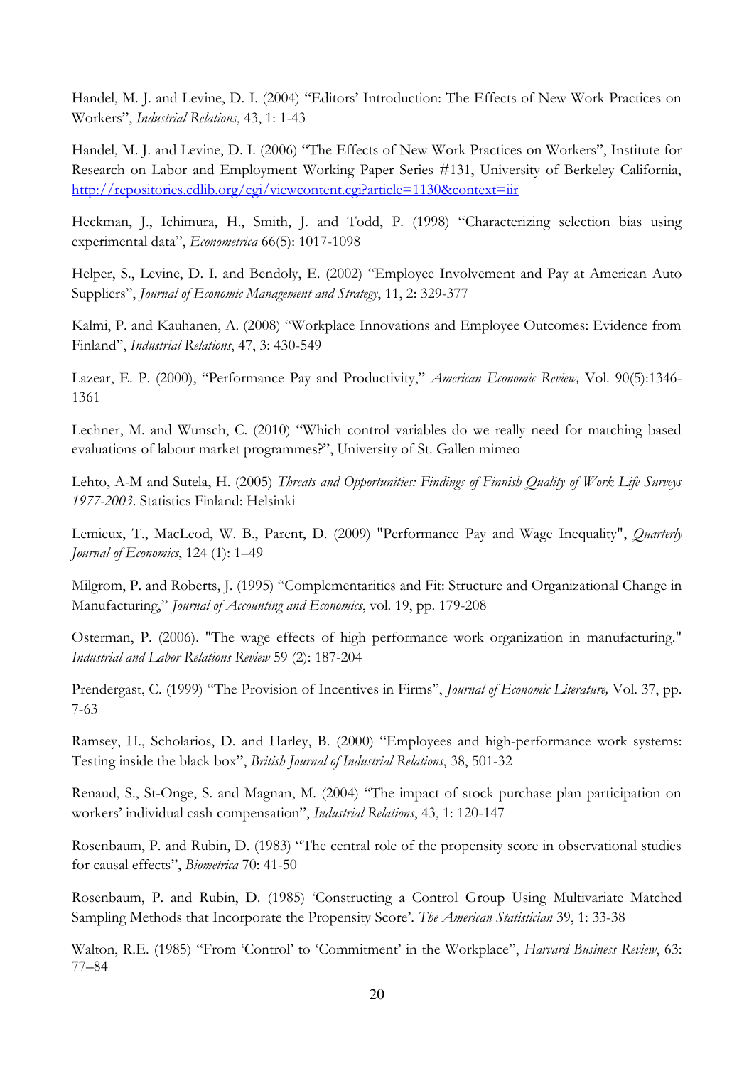Handel, M. J. and Levine, D. I. (2004) "Editors' Introduction: The Effects of New Work Practices on Workers", *Industrial Relations*, 43, 1: 1-43

Handel, M. J. and Levine, D. I. (2006) "The Effects of New Work Practices on Workers", Institute for Research on Labor and Employment Working Paper Series #131, University of Berkeley California, http://repositories.cdlib.org/cgi/viewcontent.cgi?article=1130&context=iir

Heckman, J., Ichimura, H., Smith, J. and Todd, P. (1998) "Characterizing selection bias using experimental data", *Econometrica* 66(5): 1017-1098

Helper, S., Levine, D. I. and Bendoly, E. (2002) "Employee Involvement and Pay at American Auto Suppliers", *Journal of Economic Management and Strategy*, 11, 2: 329-377

Kalmi, P. and Kauhanen, A. (2008) "Workplace Innovations and Employee Outcomes: Evidence from Finland", *Industrial Relations*, 47, 3: 430-549

Lazear, E. P. (2000), "Performance Pay and Productivity," *American Economic Review,* Vol. 90(5):1346-1361

Lechner, M. and Wunsch, C. (2010) "Which control variables do we really need for matching based evaluations of labour market programmes?", University of St. Gallen mimeo

Lehto, A-M and Sutela, H. (2005) *Threats and Opportunities: Findings of Finnish Quality of Work Life Surveys 1977-2003*. Statistics Finland: Helsinki

Lemieux, T., MacLeod, W. B., Parent, D. (2009) "Performance Pay and Wage Inequality", *Quarterly Journal of Economics*, 124 (1): 1–49

Milgrom, P. and Roberts, J. (1995) "Complementarities and Fit: Structure and Organizational Change in Manufacturing," *Journal of Accounting and Economics*, vol. 19, pp. 179-208

Osterman, P. (2006). "The wage effects of high performance work organization in manufacturing." *Industrial and Labor Relations Review* 59 (2): 187-204

Prendergast, C. (1999) "The Provision of Incentives in Firms", *Journal of Economic Literature,* Vol. 37, pp. 7-63

Ramsey, H., Scholarios, D. and Harley, B. (2000) "Employees and high-performance work systems: Testing inside the black box", *British Journal of Industrial Relations*, 38, 501-32

Renaud, S., St-Onge, S. and Magnan, M. (2004) "The impact of stock purchase plan participation on workers' individual cash compensation", *Industrial Relations*, 43, 1: 120-147

Rosenbaum, P. and Rubin, D. (1983) "The central role of the propensity score in observational studies for causal effects", *Biometrica* 70: 41-50

Rosenbaum, P. and Rubin, D. (1985) 'Constructing a Control Group Using Multivariate Matched Sampling Methods that Incorporate the Propensity Score'. *The American Statistician* 39, 1: 33-38

Walton, R.E. (1985) "From 'Control' to 'Commitment' in the Workplace", *Harvard Business Review*, 63: 77–84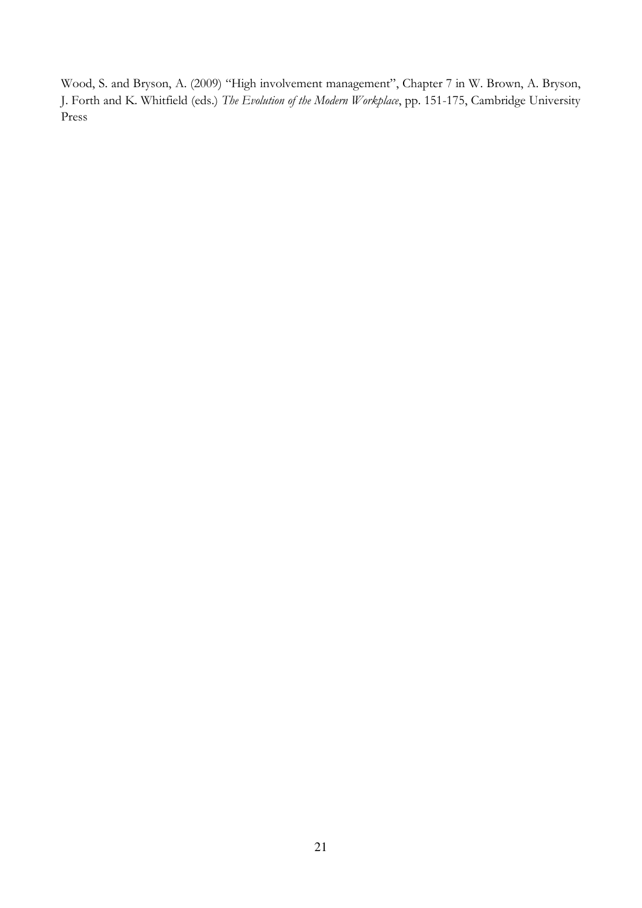Wood, S. and Bryson, A. (2009) "High involvement management", Chapter 7 in W. Brown, A. Bryson, J. Forth and K. Whitfield (eds.) *The Evolution of the Modern Workplace*, pp. 151-175, Cambridge University Press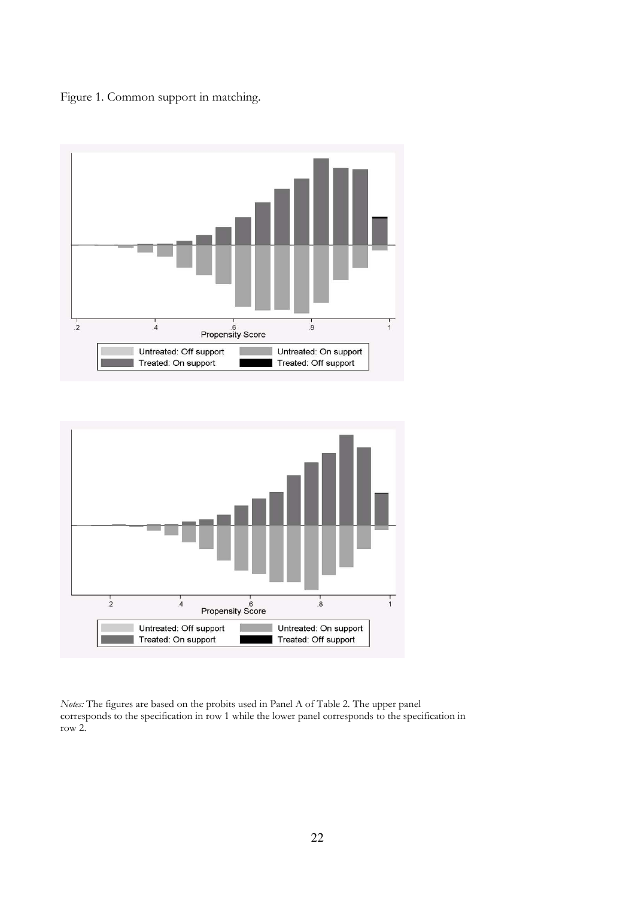Figure 1. Common support in matching.

*Notes:* The figures are based on the probits used in Panel A of Table 2. The upper panel corresponds to the specification in row 1 while the lower panel corresponds to the specification in row 2.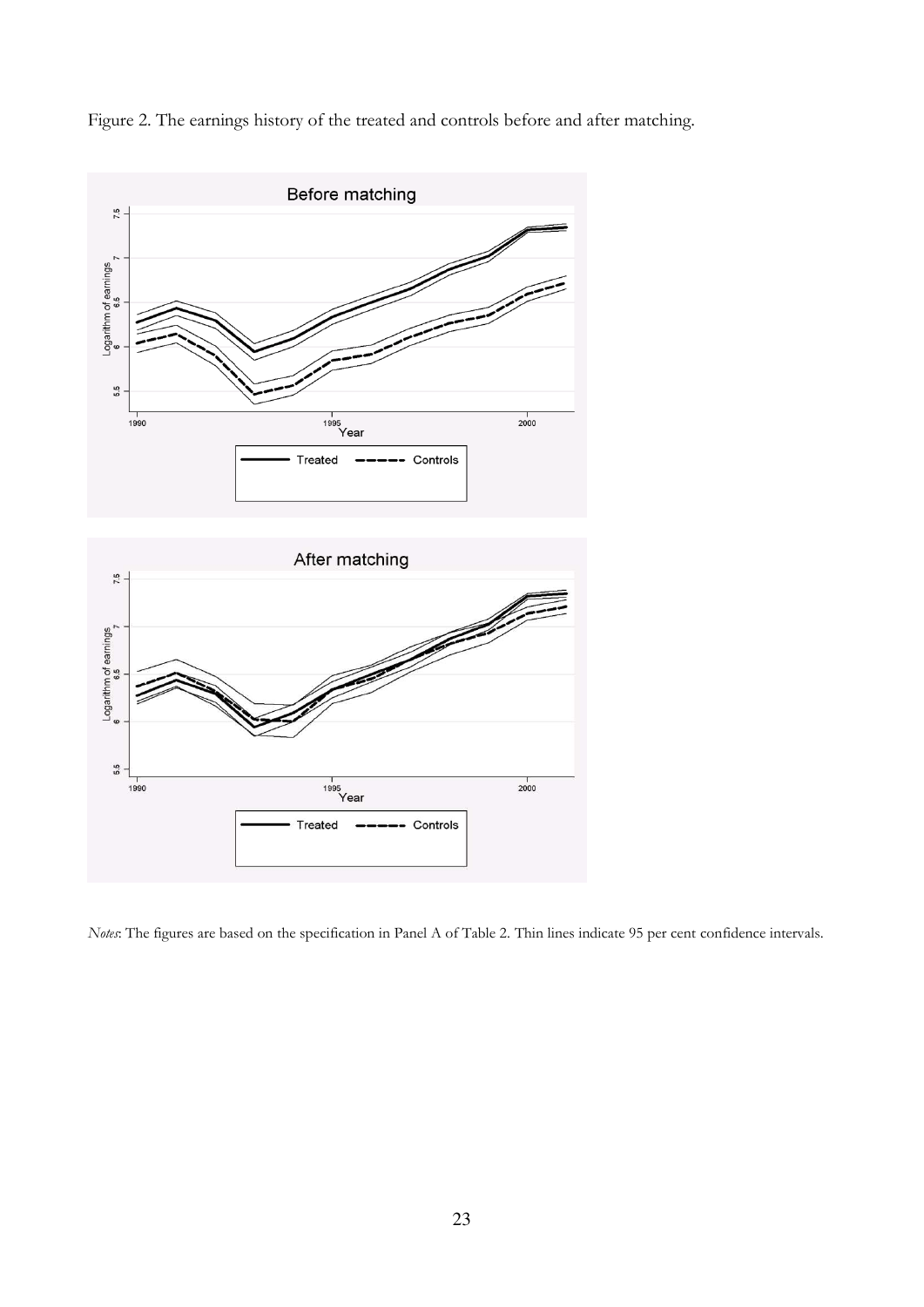Figure 2. The earnings history of the treated and controls before and after matching.

*Notes*: The figures are based on the specification in Panel A of Table 2. Thin lines indicate 95 per cent confidence intervals.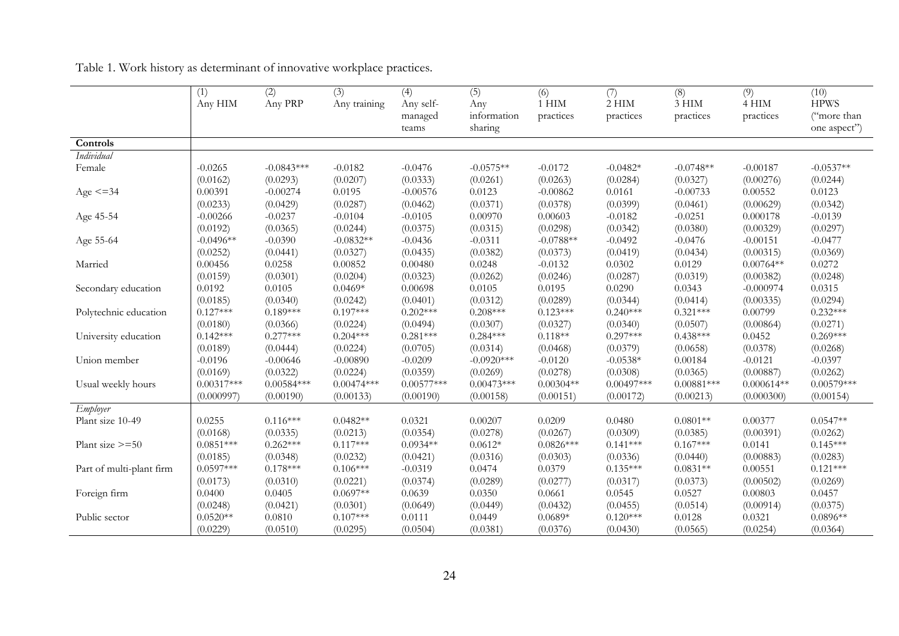Table 1. Work history as determinant of innovative workplace practices.

| | (1) Any HIM | (2) Any PRP | (3) Any training | (4) Any self-managed teams | (5) Any information sharing | (6) 1 HIM practices | (7) 2 HIM practices | (8) 3 HIM practices | (9) 4 HIM practices | (10) HPWS ("more than one aspect") |
|---|---|---|---|---|---|---|---|---|---|---|
| **Controls** | | | | | | | | | | |
| *Individual* | | | | | | | | | | |
| Female | -0.0265 | -0.0843*** | -0.0182 | -0.0476 | -0.0575** | -0.0172 | -0.0482* | -0.0748** | -0.00187 | -0.0537** |
| | (0.0162) | (0.0293) | (0.0207) | (0.0333) | (0.0261) | (0.0263) | (0.0284) | (0.0327) | (0.00276) | (0.0244) |
| Age <=34 | 0.00391 | -0.00274 | 0.0195 | -0.00576 | 0.0123 | -0.00862 | 0.0161 | -0.00733 | 0.00552 | 0.0123 |
| | (0.0233) | (0.0429) | (0.0287) | (0.0462) | (0.0371) | (0.0378) | (0.0399) | (0.0461) | (0.00629) | (0.0342) |
| Age 45-54 | -0.00266 | -0.0237 | -0.0104 | -0.0105 | 0.00970 | 0.00603 | -0.0182 | -0.0251 | 0.000178 | -0.0139 |
| | (0.0192) | (0.0365) | (0.0244) | (0.0375) | (0.0315) | (0.0298) | (0.0342) | (0.0380) | (0.00329) | (0.0297) |
| Age 55-64 | -0.0496** | -0.0390 | -0.0832** | -0.0436 | -0.0311 | -0.0788** | -0.0492 | -0.0476 | -0.00151 | -0.0477 |
| | (0.0252) | (0.0441) | (0.0327) | (0.0435) | (0.0382) | (0.0373) | (0.0419) | (0.0434) | (0.00315) | (0.0369) |
| Married | 0.00456 | 0.0258 | 0.00852 | 0.00480 | 0.0248 | -0.0132 | 0.0302 | 0.0129 | 0.00764** | 0.0272 |
| | (0.0159) | (0.0301) | (0.0204) | (0.0323) | (0.0262) | (0.0246) | (0.0287) | (0.0319) | (0.00382) | (0.0248) |
| Secondary education | 0.0192 | 0.0105 | 0.0469* | 0.00698 | 0.0105 | 0.0195 | 0.0290 | 0.0343 | -0.000974 | 0.0315 |
| | (0.0185) | (0.0340) | (0.0242) | (0.0401) | (0.0312) | (0.0289) | (0.0344) | (0.0414) | (0.00335) | (0.0294) |
| Polytechnic education | 0.127*** | 0.189*** | 0.197*** | 0.202*** | 0.208*** | 0.123*** | 0.240*** | 0.321*** | 0.00799 | 0.232*** |
| | (0.0180) | (0.0366) | (0.0224) | (0.0494) | (0.0307) | (0.0327) | (0.0340) | (0.0507) | (0.00864) | (0.0271) |
| University education | 0.142*** | 0.277*** | 0.204*** | 0.281*** | 0.284*** | 0.118** | 0.297*** | 0.438*** | 0.0452 | 0.269*** |
| | (0.0189) | (0.0444) | (0.0224) | (0.0705) | (0.0314) | (0.0468) | (0.0379) | (0.0658) | (0.0378) | (0.0268) |
| Union member | -0.0196 | -0.00646 | -0.00890 | -0.0209 | -0.0920*** | -0.0120 | -0.0538* | 0.00184 | -0.0121 | -0.0397 |
| | (0.0169) | (0.0322) | (0.0224) | (0.0359) | (0.0269) | (0.0278) | (0.0308) | (0.0365) | (0.00887) | (0.0262) |
| Usual weekly hours | 0.00317*** | 0.00584*** | 0.00474*** | 0.00577*** | 0.00473*** | 0.00304** | 0.00497*** | 0.00881*** | 0.000614** | 0.00579*** |
| | (0.000997) | (0.00190) | (0.00133) | (0.00190) | (0.00158) | (0.00151) | (0.00172) | (0.00213) | (0.000300) | (0.00154) |
| *Employer* | | | | | | | | | | |
| Plant size 10-49 | 0.0255 | 0.116*** | 0.0482** | 0.0321 | 0.00207 | 0.0209 | 0.0480 | 0.0801** | 0.00377 | 0.0547** |
| | (0.0168) | (0.0335) | (0.0213) | (0.0354) | (0.0278) | (0.0267) | (0.0309) | (0.0385) | (0.00391) | (0.0262) |
| Plant size >=50 | 0.0851*** | 0.262*** | 0.117*** | 0.0934** | 0.0612* | 0.0826*** | 0.141*** | 0.167*** | 0.0141 | 0.145*** |
| | (0.0185) | (0.0348) | (0.0232) | (0.0421) | (0.0316) | (0.0303) | (0.0336) | (0.0440) | (0.00883) | (0.0283) |
| Part of multi-plant firm | 0.0597*** | 0.178*** | 0.106*** | -0.0319 | 0.0474 | 0.0379 | 0.135*** | 0.0831** | 0.00551 | 0.121*** |
| | (0.0173) | (0.0310) | (0.0221) | (0.0374) | (0.0289) | (0.0277) | (0.0317) | (0.0373) | (0.00502) | (0.0269) |
| Foreign firm | 0.0400 | 0.0405 | 0.0697** | 0.0639 | 0.0350 | 0.0661 | 0.0545 | 0.0527 | 0.00803 | 0.0457 |
| | (0.0248) | (0.0421) | (0.0301) | (0.0649) | (0.0449) | (0.0432) | (0.0455) | (0.0514) | (0.00914) | (0.0375) |
| Public sector | 0.0520** | 0.0810 | 0.107*** | 0.0111 | 0.0449 | 0.0689* | 0.120*** | 0.0128 | 0.0321 | 0.0896** |
| | (0.0229) | (0.0510) | (0.0295) | (0.0504) | (0.0381) | (0.0376) | (0.0430) | (0.0565) | (0.0254) | (0.0364) |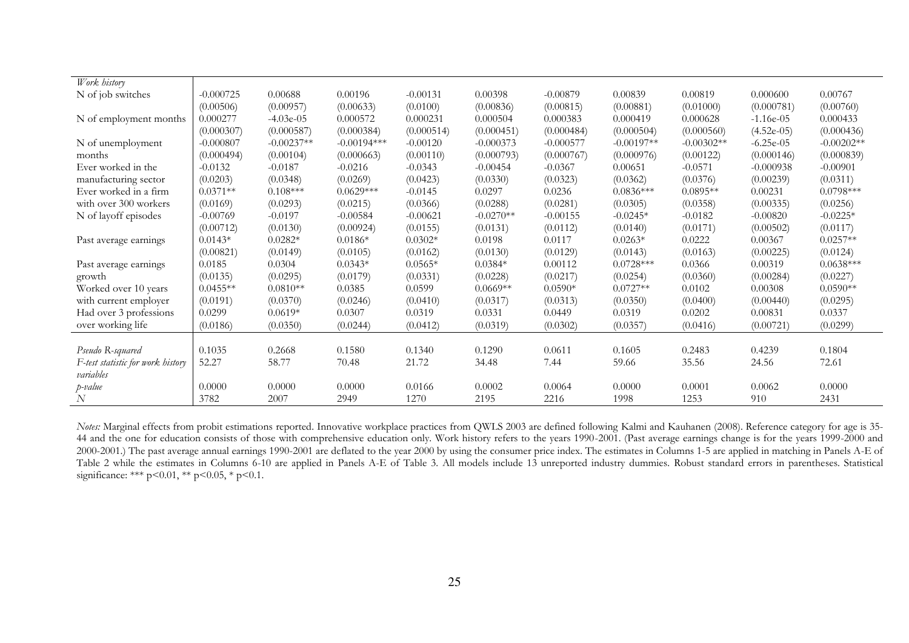| *Work history* | | | | | | | | | | |
|---|---|---|---|---|---|---|---|---|---|---|
| N of job switches | -0.000725 | 0.00688 | 0.00196 | -0.00131 | 0.00398 | -0.00879 | 0.00839 | 0.00819 | 0.000600 | 0.00767 |
| | (0.00506) | (0.00957) | (0.00633) | (0.0100) | (0.00836) | (0.00815) | (0.00881) | (0.01000) | (0.000781) | (0.00760) |
| N of employment months | 0.000277 | -4.03e-05 | 0.000572 | 0.000231 | 0.000504 | 0.000383 | 0.000419 | 0.000628 | -1.16e-05 | 0.000433 |
| | (0.000307) | (0.000587) | (0.000384) | (0.000514) | (0.000451) | (0.000484) | (0.000504) | (0.000560) | (4.52e-05) | (0.000436) |
| N of unemployment months | -0.000807 | -0.00237** | -0.00194*** | -0.00120 | -0.000373 | -0.000577 | -0.00197** | -0.00302** | -6.25e-05 | -0.00202** |
| | (0.000494) | (0.00104) | (0.000663) | (0.00110) | (0.000793) | (0.000767) | (0.000976) | (0.00122) | (0.000146) | (0.000839) |
| Ever worked in the manufacturing sector | -0.0132 | -0.0187 | -0.0216 | -0.0343 | -0.00454 | -0.0367 | 0.00651 | -0.0571 | -0.000938 | -0.00901 |
| | (0.0203) | (0.0348) | (0.0269) | (0.0423) | (0.0330) | (0.0323) | (0.0362) | (0.0376) | (0.00239) | (0.0311) |
| Ever worked in a firm with over 300 workers | 0.0371** | 0.108*** | 0.0629*** | -0.0145 | 0.0297 | 0.0236 | 0.0836*** | 0.0895** | 0.00231 | 0.0798*** |
| | (0.0169) | (0.0293) | (0.0215) | (0.0366) | (0.0288) | (0.0281) | (0.0305) | (0.0358) | (0.00335) | (0.0256) |
| N of layoff episodes | -0.00769 | -0.0197 | -0.00584 | -0.00621 | -0.0270** | -0.00155 | -0.0245* | -0.0182 | -0.00820 | -0.0225* |
| | (0.00712) | (0.0130) | (0.00924) | (0.0155) | (0.0131) | (0.0112) | (0.0140) | (0.0171) | (0.00502) | (0.0117) |
| Past average earnings | 0.0143* | 0.0282* | 0.0186* | 0.0302* | 0.0198 | 0.0117 | 0.0263* | 0.0222 | 0.00367 | 0.0257** |
| | (0.00821) | (0.0149) | (0.0105) | (0.0162) | (0.0130) | (0.0129) | (0.0143) | (0.0163) | (0.00225) | (0.0124) |
| Past average earnings growth | 0.0185 | 0.0304 | 0.0343* | 0.0565* | 0.0384* | 0.00112 | 0.0728*** | 0.0366 | 0.00319 | 0.0638*** |
| | (0.0135) | (0.0295) | (0.0179) | (0.0331) | (0.0228) | (0.0217) | (0.0254) | (0.0360) | (0.00284) | (0.0227) |
| Worked over 10 years with current employer | 0.0455** | 0.0810** | 0.0385 | 0.0599 | 0.0669** | 0.0590* | 0.0727** | 0.0102 | 0.00308 | 0.0590** |
| | (0.0191) | (0.0370) | (0.0246) | (0.0410) | (0.0317) | (0.0313) | (0.0350) | (0.0400) | (0.00440) | (0.0295) |
| Had over 3 professions over working life | 0.0299 | 0.0619* | 0.0307 | 0.0319 | 0.0331 | 0.0449 | 0.0319 | 0.0202 | 0.00831 | 0.0337 |
| | (0.0186) | (0.0350) | (0.0244) | (0.0412) | (0.0319) | (0.0302) | (0.0357) | (0.0416) | (0.00721) | (0.0299) |
| *Pseudo R-squared* | 0.1035 | 0.2668 | 0.1580 | 0.1340 | 0.1290 | 0.0611 | 0.1605 | 0.2483 | 0.4239 | 0.1804 |
| *F-test statistic for work history variables* | 52.27 | 58.77 | 70.48 | 21.72 | 34.48 | 7.44 | 59.66 | 35.56 | 24.56 | 72.61 |
| *p-value* | 0.0000 | 0.0000 | 0.0000 | 0.0166 | 0.0002 | 0.0064 | 0.0000 | 0.0001 | 0.0062 | 0.0000 |
| *N* | 3782 | 2007 | 2949 | 1270 | 2195 | 2216 | 1998 | 1253 | 910 | 2431 |

*Notes:* Marginal effects from probit estimations reported. Innovative workplace practices from QWLS 2003 are defined following Kalmi and Kauhanen (2008). Reference category for age is 35-44 and the one for education consists of those with comprehensive education only. Work history refers to the years 1990-2001. (Past average earnings change is for the years 1999-2000 and 2000-2001.) The past average annual earnings 1990-2001 are deflated to the year 2000 by using the consumer price index. The estimates in Columns 1-5 are applied in matching in Panels A-E of Table 2 while the estimates in Columns 6-10 are applied in Panels A-E of Table 3. All models include 13 unreported industry dummies. Robust standard errors in parentheses. Statistical significance: *** $p<0.01$, ** $p<0.05$, * $p<0.1$.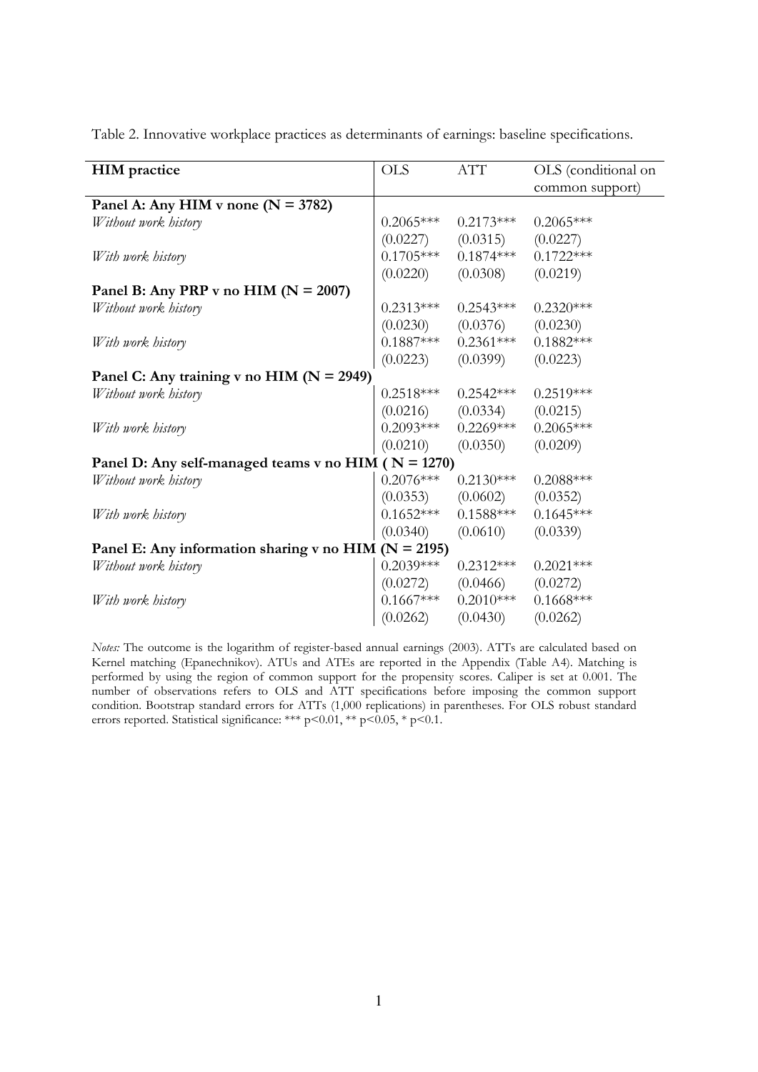Table 2. Innovative workplace practices as determinants of earnings: baseline specifications.

| HIM practice | OLS | ATT | OLS (conditional on common support) |
|---|---|---|---|
| **Panel A: Any HIM v none (N = 3782)** | | | |
| *Without work history* | 0.2065*** | 0.2173*** | 0.2065*** |
| | (0.0227) | (0.0315) | (0.0227) |
| *With work history* | 0.1705*** | 0.1874*** | 0.1722*** |
| | (0.0220) | (0.0308) | (0.0219) |
| **Panel B: Any PRP v no HIM (N = 2007)** | | | |
| *Without work history* | 0.2313*** | 0.2543*** | 0.2320*** |
| | (0.0230) | (0.0376) | (0.0230) |
| *With work history* | 0.1887*** | 0.2361*** | 0.1882*** |
| | (0.0223) | (0.0399) | (0.0223) |
| **Panel C: Any training v no HIM (N = 2949)** | | | |
| *Without work history* | 0.2518*** | 0.2542*** | 0.2519*** |
| | (0.0216) | (0.0334) | (0.0215) |
| *With work history* | 0.2093*** | 0.2269*** | 0.2065*** |
| | (0.0210) | (0.0350) | (0.0209) |
| **Panel D: Any self-managed teams v no HIM ( N = 1270)** | | | |
| *Without work history* | 0.2076*** | 0.2130*** | 0.2088*** |
| | (0.0353) | (0.0602) | (0.0352) |
| *With work history* | 0.1652*** | 0.1588*** | 0.1645*** |
| | (0.0340) | (0.0610) | (0.0339) |
| **Panel E: Any information sharing v no HIM (N = 2195)** | | | |
| *Without work history* | 0.2039*** | 0.2312*** | 0.2021*** |
| | (0.0272) | (0.0466) | (0.0272) |
| *With work history* | 0.1667*** | 0.2010*** | 0.1668*** |
| | (0.0262) | (0.0430) | (0.0262) |

*Notes:* The outcome is the logarithm of register-based annual earnings (2003). ATTs are calculated based on Kernel matching (Epanechnikov). ATUs and ATEs are reported in the Appendix (Table A4). Matching is performed by using the region of common support for the propensity scores. Caliper is set at 0.001. The number of observations refers to OLS and ATT specifications before imposing the common support condition. Bootstrap standard errors for ATTs (1,000 replications) in parentheses. For OLS robust standard errors reported. Statistical significance: *** $p<0.01$, ** $p<0.05$, * $p<0.1$.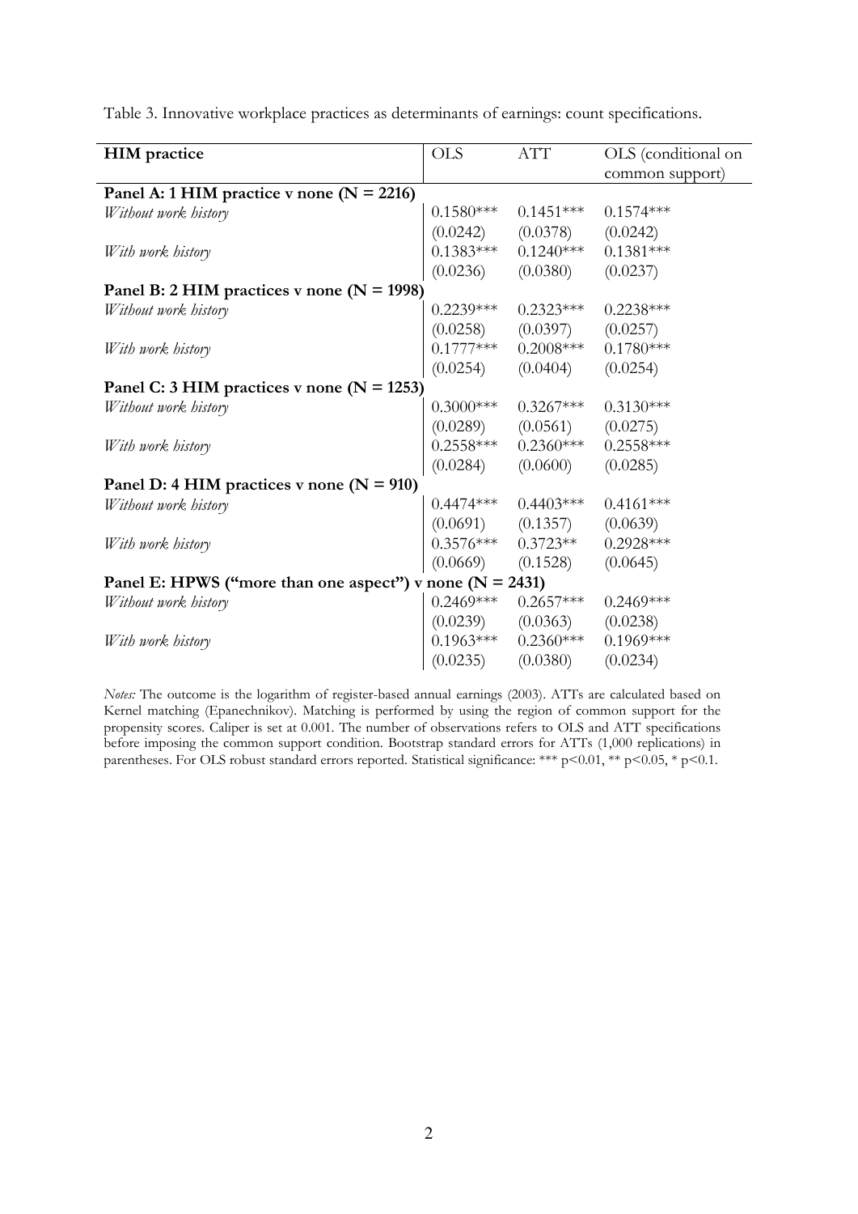Table 3. Innovative workplace practices as determinants of earnings: count specifications.

| HIM practice | OLS | ATT | OLS (conditional on common support) |
|---|---|---|---|
| **Panel A: 1 HIM practice v none (N = 2216)** | | | |
| *Without work history* | 0.1580*** | 0.1451*** | 0.1574*** |
| | (0.0242) | (0.0378) | (0.0242) |
| *With work history* | 0.1383*** | 0.1240*** | 0.1381*** |
| | (0.0236) | (0.0380) | (0.0237) |
| **Panel B: 2 HIM practices v none (N = 1998)** | | | |
| *Without work history* | 0.2239*** | 0.2323*** | 0.2238*** |
| | (0.0258) | (0.0397) | (0.0257) |
| *With work history* | 0.1777*** | 0.2008*** | 0.1780*** |
| | (0.0254) | (0.0404) | (0.0254) |
| **Panel C: 3 HIM practices v none (N = 1253)** | | | |
| *Without work history* | 0.3000*** | 0.3267*** | 0.3130*** |
| | (0.0289) | (0.0561) | (0.0275) |
| *With work history* | 0.2558*** | 0.2360*** | 0.2558*** |
| | (0.0284) | (0.0600) | (0.0285) |
| **Panel D: 4 HIM practices v none (N = 910)** | | | |
| *Without work history* | 0.4474*** | 0.4403*** | 0.4161*** |
| | (0.0691) | (0.1357) | (0.0639) |
| *With work history* | 0.3576*** | 0.3723** | 0.2928*** |
| | (0.0669) | (0.1528) | (0.0645) |
| **Panel E: HPWS ("more than one aspect") v none (N = 2431)** | | | |
| *Without work history* | 0.2469*** | 0.2657*** | 0.2469*** |
| | (0.0239) | (0.0363) | (0.0238) |
| *With work history* | 0.1963*** | 0.2360*** | 0.1969*** |
| | (0.0235) | (0.0380) | (0.0234) |

*Notes:* The outcome is the logarithm of register-based annual earnings (2003). ATTs are calculated based on Kernel matching (Epanechnikov). Matching is performed by using the region of common support for the propensity scores. Caliper is set at 0.001. The number of observations refers to OLS and ATT specifications before imposing the common support condition. Bootstrap standard errors for ATTs (1,000 replications) in parentheses. For OLS robust standard errors reported. Statistical significance: *** $p<0.01$, ** $p<0.05$, * $p<0.1$.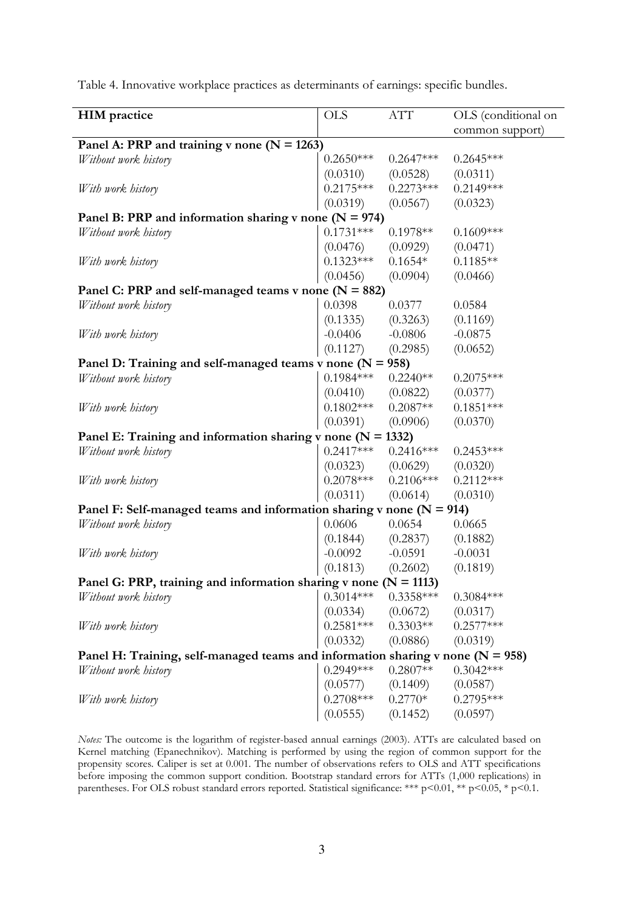Table 4. Innovative workplace practices as determinants of earnings: specific bundles.

| HIM practice | OLS | ATT | OLS (conditional on common support) |
|---|---|---|---|
| **Panel A: PRP and training v none (N = 1263)** | | | |
| *Without work history* | 0.2650*** | 0.2647*** | 0.2645*** |
| | (0.0310) | (0.0528) | (0.0311) |
| *With work history* | 0.2175*** | 0.2273*** | 0.2149*** |
| | (0.0319) | (0.0567) | (0.0323) |
| **Panel B: PRP and information sharing v none (N = 974)** | | | |
| *Without work history* | 0.1731*** | 0.1978** | 0.1609*** |
| | (0.0476) | (0.0929) | (0.0471) |
| *With work history* | 0.1323*** | 0.1654* | 0.1185** |
| | (0.0456) | (0.0904) | (0.0466) |
| **Panel C: PRP and self-managed teams v none (N = 882)** | | | |
| *Without work history* | 0.0398 | 0.0377 | 0.0584 |
| | (0.1335) | (0.3263) | (0.1169) |
| *With work history* | -0.0406 | -0.0806 | -0.0875 |
| | (0.1127) | (0.2985) | (0.0652) |
| **Panel D: Training and self-managed teams v none (N = 958)** | | | |
| *Without work history* | 0.1984*** | 0.2240** | 0.2075*** |
| | (0.0410) | (0.0822) | (0.0377) |
| *With work history* | 0.1802*** | 0.2087** | 0.1851*** |
| | (0.0391) | (0.0906) | (0.0370) |
| **Panel E: Training and information sharing v none (N = 1332)** | | | |
| *Without work history* | 0.2417*** | 0.2416*** | 0.2453*** |
| | (0.0323) | (0.0629) | (0.0320) |
| *With work history* | 0.2078*** | 0.2106*** | 0.2112*** |
| | (0.0311) | (0.0614) | (0.0310) |
| **Panel F: Self-managed teams and information sharing v none (N = 914)** | | | |
| *Without work history* | 0.0606 | 0.0654 | 0.0665 |
| | (0.1844) | (0.2837) | (0.1882) |
| *With work history* | -0.0092 | -0.0591 | -0.0031 |
| | (0.1813) | (0.2602) | (0.1819) |
| **Panel G: PRP, training and information sharing v none (N = 1113)** | | | |
| *Without work history* | 0.3014*** | 0.3358*** | 0.3084*** |
| | (0.0334) | (0.0672) | (0.0317) |
| *With work history* | 0.2581*** | 0.3303** | 0.2577*** |
| | (0.0332) | (0.0886) | (0.0319) |
| **Panel H: Training, self-managed teams and information sharing v none (N = 958)** | | | |
| *Without work history* | 0.2949*** | 0.2807** | 0.3042*** |
| | (0.0577) | (0.1409) | (0.0587) |
| *With work history* | 0.2708*** | 0.2770* | 0.2795*** |
| | (0.0555) | (0.1452) | (0.0597) |

*Notes:* The outcome is the logarithm of register-based annual earnings (2003). ATTs are calculated based on Kernel matching (Epanechnikov). Matching is performed by using the region of common support for the propensity scores. Caliper is set at 0.001. The number of observations refers to OLS and ATT specifications before imposing the common support condition. Bootstrap standard errors for ATTs (1,000 replications) in parentheses. For OLS robust standard errors reported. Statistical significance: *** $p<0.01$, ** $p<0.05$, * $p<0.1$.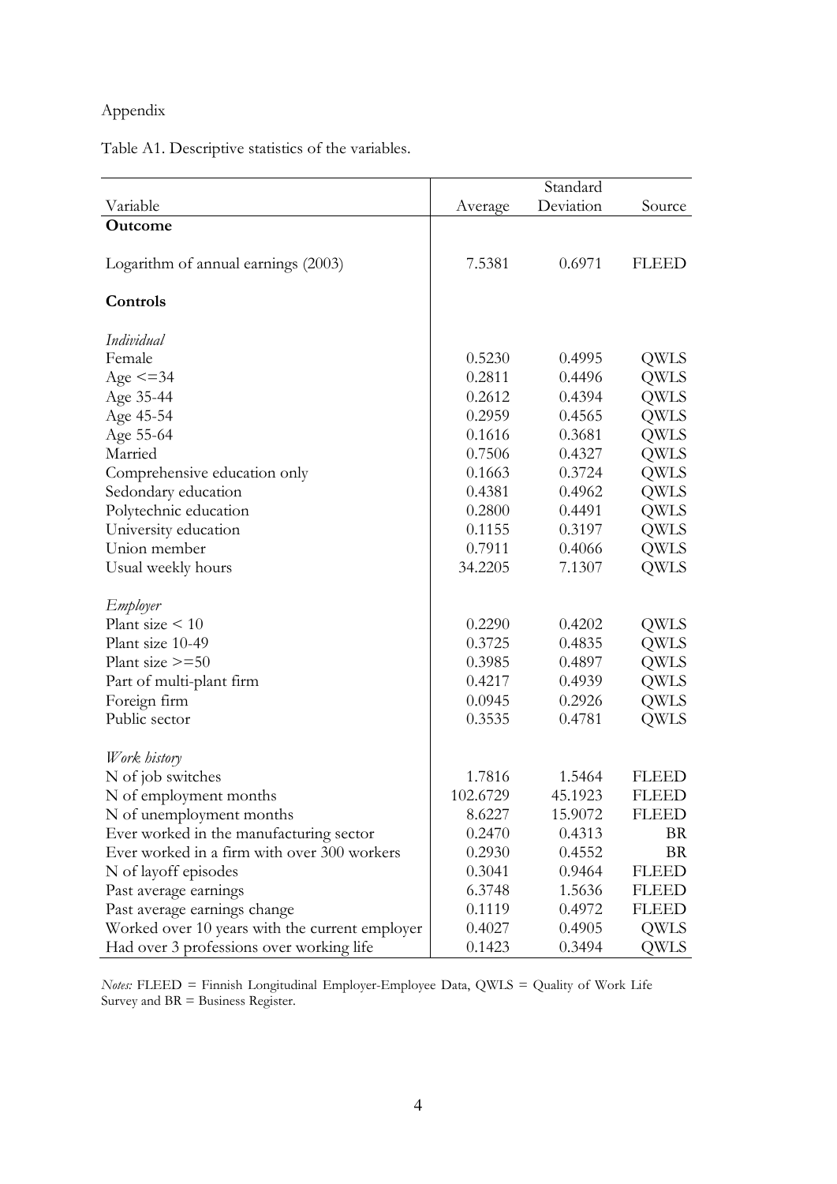Appendix

Table A1. Descriptive statistics of the variables.

| Variable | Average | Standard Deviation | Source |
|---|---|---|---|
| **Outcome** | | | |
| Logarithm of annual earnings (2003) | 7.5381 | 0.6971 | FLEED |
| **Controls** | | | |
| *Individual* | | | |
| Female | 0.5230 | 0.4995 | QWLS |
| Age <=34 | 0.2811 | 0.4496 | QWLS |
| Age 35-44 | 0.2612 | 0.4394 | QWLS |
| Age 45-54 | 0.2959 | 0.4565 | QWLS |
| Age 55-64 | 0.1616 | 0.3681 | QWLS |
| Married | 0.7506 | 0.4327 | QWLS |
| Comprehensive education only | 0.1663 | 0.3724 | QWLS |
| Sedondary education | 0.4381 | 0.4962 | QWLS |
| Polytechnic education | 0.2800 | 0.4491 | QWLS |
| University education | 0.1155 | 0.3197 | QWLS |
| Union member | 0.7911 | 0.4066 | QWLS |
| Usual weekly hours | 34.2205 | 7.1307 | QWLS |
| *Employer* | | | |
| Plant size < 10 | 0.2290 | 0.4202 | QWLS |
| Plant size 10-49 | 0.3725 | 0.4835 | QWLS |
| Plant size >=50 | 0.3985 | 0.4897 | QWLS |
| Part of multi-plant firm | 0.4217 | 0.4939 | QWLS |
| Foreign firm | 0.0945 | 0.2926 | QWLS |
| Public sector | 0.3535 | 0.4781 | QWLS |
| *Work history* | | | |
| N of job switches | 1.7816 | 1.5464 | FLEED |
| N of employment months | 102.6729 | 45.1923 | FLEED |
| N of unemployment months | 8.6227 | 15.9072 | FLEED |
| Ever worked in the manufacturing sector | 0.2470 | 0.4313 | BR |
| Ever worked in a firm with over 300 workers | 0.2930 | 0.4552 | BR |
| N of layoff episodes | 0.3041 | 0.9464 | FLEED |
| Past average earnings | 6.3748 | 1.5636 | FLEED |
| Past average earnings change | 0.1119 | 0.4972 | FLEED |
| Worked over 10 years with the current employer | 0.4027 | 0.4905 | QWLS |
| Had over 3 professions over working life | 0.1423 | 0.3494 | QWLS |

*Notes:* FLEED = Finnish Longitudinal Employer-Employee Data, QWLS = Quality of Work Life Survey and BR = Business Register.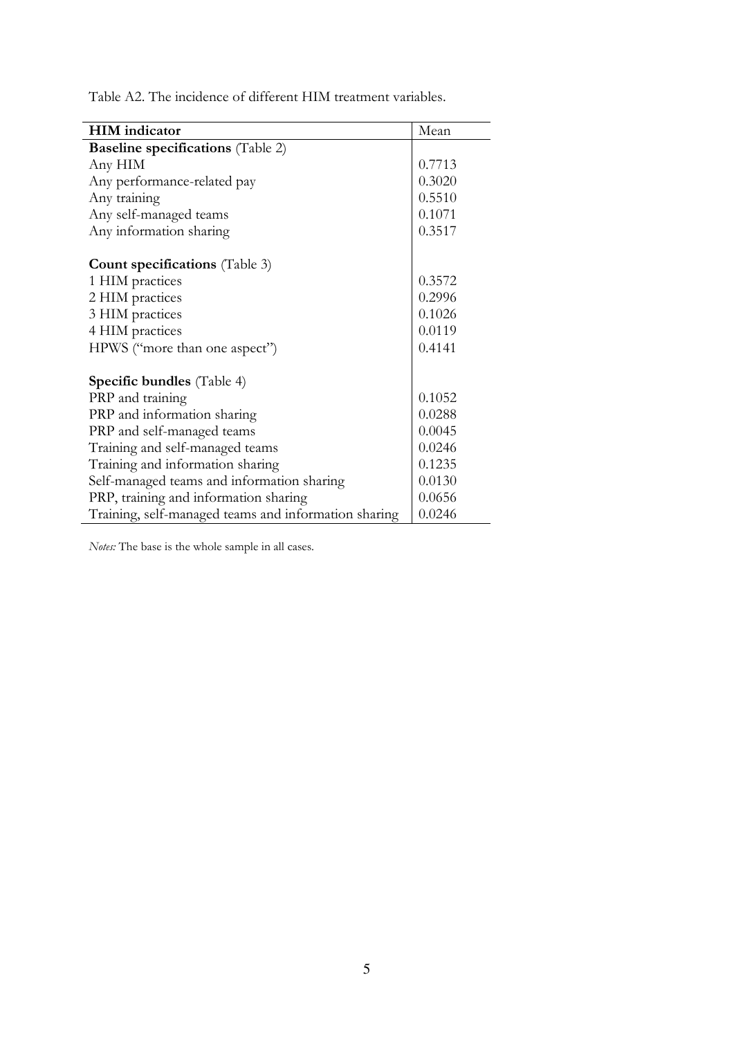Table A2. The incidence of different HIM treatment variables.

| **HIM indicator** | Mean |
|---|---|
| **Baseline specifications** (Table 2) | |
| Any HIM | 0.7713 |
| Any performance-related pay | 0.3020 |
| Any training | 0.5510 |
| Any self-managed teams | 0.1071 |
| Any information sharing | 0.3517 |
| | |
| **Count specifications** (Table 3) | |
| 1 HIM practices | 0.3572 |
| 2 HIM practices | 0.2996 |
| 3 HIM practices | 0.1026 |
| 4 HIM practices | 0.0119 |
| HPWS ("more than one aspect") | 0.4141 |
| | |
| **Specific bundles** (Table 4) | |
| PRP and training | 0.1052 |
| PRP and information sharing | 0.0288 |
| PRP and self-managed teams | 0.0045 |
| Training and self-managed teams | 0.0246 |
| Training and information sharing | 0.1235 |
| Self-managed teams and information sharing | 0.0130 |
| PRP, training and information sharing | 0.0656 |
| Training, self-managed teams and information sharing | 0.0246 |

*Notes:* The base is the whole sample in all cases.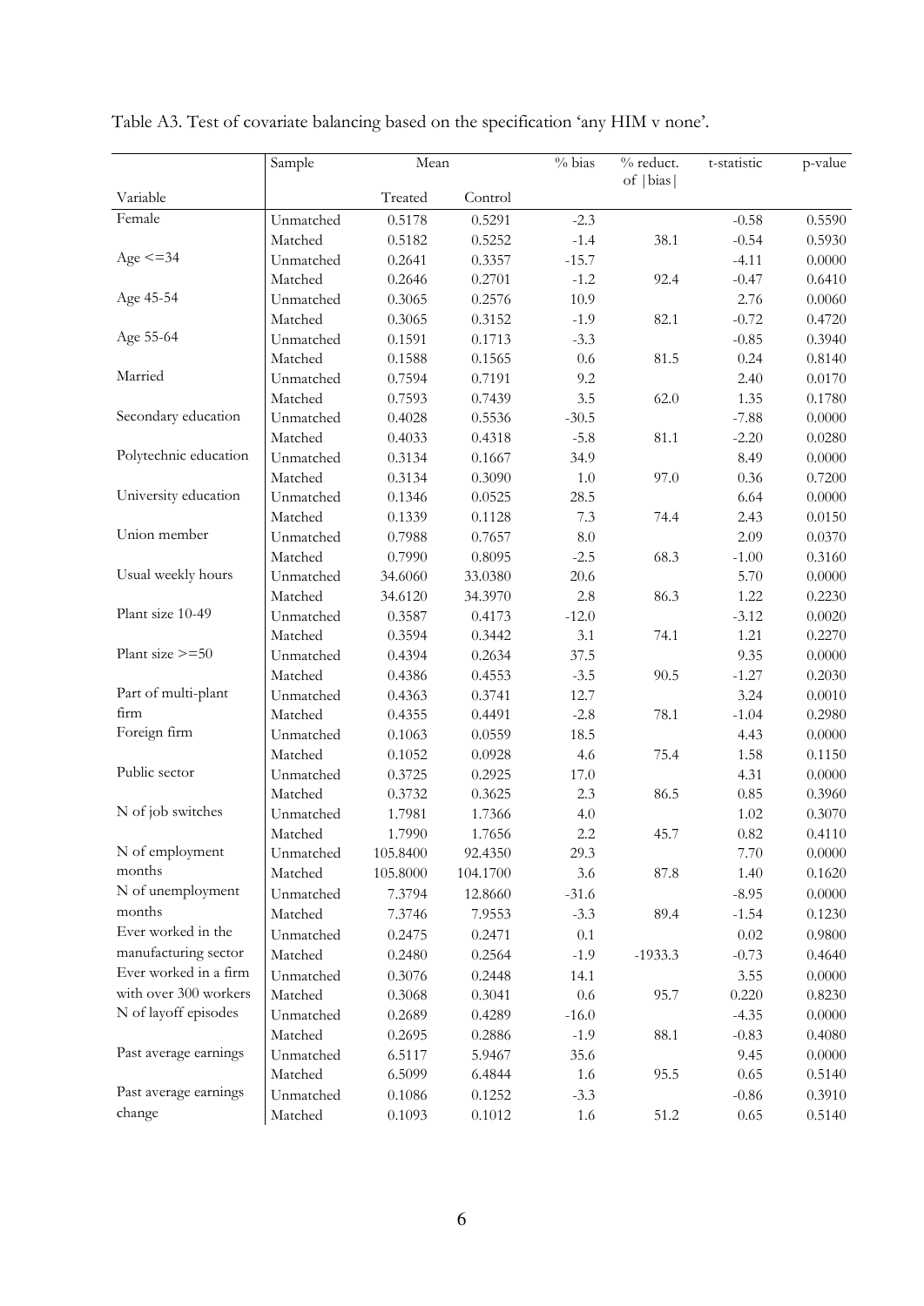Table A3. Test of covariate balancing based on the specification 'any HIM v none'.

| Variable | Sample | Mean | | % bias | % reduct. of \|bias\| | t-statistic | p-value |
|---|---|---|---|---|---|---|---|
| | | Treated | Control | | | | |
| Female | Unmatched | 0.5178 | 0.5291 | -2.3 | | -0.58 | 0.5590 |
| | Matched | 0.5182 | 0.5252 | -1.4 | 38.1 | -0.54 | 0.5930 |
| Age <=34 | Unmatched | 0.2641 | 0.3357 | -15.7 | | -4.11 | 0.0000 |
| | Matched | 0.2646 | 0.2701 | -1.2 | 92.4 | -0.47 | 0.6410 |
| Age 45-54 | Unmatched | 0.3065 | 0.2576 | 10.9 | | 2.76 | 0.0060 |
| | Matched | 0.3065 | 0.3152 | -1.9 | 82.1 | -0.72 | 0.4720 |
| Age 55-64 | Unmatched | 0.1591 | 0.1713 | -3.3 | | -0.85 | 0.3940 |
| | Matched | 0.1588 | 0.1565 | 0.6 | 81.5 | 0.24 | 0.8140 |
| Married | Unmatched | 0.7594 | 0.7191 | 9.2 | | 2.40 | 0.0170 |
| | Matched | 0.7593 | 0.7439 | 3.5 | 62.0 | 1.35 | 0.1780 |
| Secondary education | Unmatched | 0.4028 | 0.5536 | -30.5 | | -7.88 | 0.0000 |
| | Matched | 0.4033 | 0.4318 | -5.8 | 81.1 | -2.20 | 0.0280 |
| Polytechnic education | Unmatched | 0.3134 | 0.1667 | 34.9 | | 8.49 | 0.0000 |
| | Matched | 0.3134 | 0.3090 | 1.0 | 97.0 | 0.36 | 0.7200 |
| University education | Unmatched | 0.1346 | 0.0525 | 28.5 | | 6.64 | 0.0000 |
| | Matched | 0.1339 | 0.1128 | 7.3 | 74.4 | 2.43 | 0.0150 |
| Union member | Unmatched | 0.7988 | 0.7657 | 8.0 | | 2.09 | 0.0370 |
| | Matched | 0.7990 | 0.8095 | -2.5 | 68.3 | -1.00 | 0.3160 |
| Usual weekly hours | Unmatched | 34.6060 | 33.0380 | 20.6 | | 5.70 | 0.0000 |
| | Matched | 34.6120 | 34.3970 | 2.8 | 86.3 | 1.22 | 0.2230 |
| Plant size 10-49 | Unmatched | 0.3587 | 0.4173 | -12.0 | | -3.12 | 0.0020 |
| | Matched | 0.3594 | 0.3442 | 3.1 | 74.1 | 1.21 | 0.2270 |
| Plant size >=50 | Unmatched | 0.4394 | 0.2634 | 37.5 | | 9.35 | 0.0000 |
| | Matched | 0.4386 | 0.4553 | -3.5 | 90.5 | -1.27 | 0.2030 |
| Part of multi-plant firm | Unmatched | 0.4363 | 0.3741 | 12.7 | | 3.24 | 0.0010 |
| | Matched | 0.4355 | 0.4491 | -2.8 | 78.1 | -1.04 | 0.2980 |
| Foreign firm | Unmatched | 0.1063 | 0.0559 | 18.5 | | 4.43 | 0.0000 |
| | Matched | 0.1052 | 0.0928 | 4.6 | 75.4 | 1.58 | 0.1150 |
| Public sector | Unmatched | 0.3725 | 0.2925 | 17.0 | | 4.31 | 0.0000 |
| | Matched | 0.3732 | 0.3625 | 2.3 | 86.5 | 0.85 | 0.3960 |
| N of job switches | Unmatched | 1.7981 | 1.7366 | 4.0 | | 1.02 | 0.3070 |
| | Matched | 1.7990 | 1.7656 | 2.2 | 45.7 | 0.82 | 0.4110 |
| N of employment months | Unmatched | 105.8400 | 92.4350 | 29.3 | | 7.70 | 0.0000 |
| | Matched | 105.8000 | 104.1700 | 3.6 | 87.8 | 1.40 | 0.1620 |
| N of unemployment months | Unmatched | 7.3794 | 12.8660 | -31.6 | | -8.95 | 0.0000 |
| | Matched | 7.3746 | 7.9553 | -3.3 | 89.4 | -1.54 | 0.1230 |
| Ever worked in the manufacturing sector | Unmatched | 0.2475 | 0.2471 | 0.1 | | 0.02 | 0.9800 |
| | Matched | 0.2480 | 0.2564 | -1.9 | -1933.3 | -0.73 | 0.4640 |
| Ever worked in a firm with over 300 workers | Unmatched | 0.3076 | 0.2448 | 14.1 | | 3.55 | 0.0000 |
| | Matched | 0.3068 | 0.3041 | 0.6 | 95.7 | 0.220 | 0.8230 |
| N of layoff episodes | Unmatched | 0.2689 | 0.4289 | -16.0 | | -4.35 | 0.0000 |
| | Matched | 0.2695 | 0.2886 | -1.9 | 88.1 | -0.83 | 0.4080 |
| Past average earnings | Unmatched | 6.5117 | 5.9467 | 35.6 | | 9.45 | 0.0000 |
| | Matched | 6.5099 | 6.4844 | 1.6 | 95.5 | 0.65 | 0.5140 |
| Past average earnings change | Unmatched | 0.1086 | 0.1252 | -3.3 | | -0.86 | 0.3910 |
| | Matched | 0.1093 | 0.1012 | 1.6 | 51.2 | 0.65 | 0.5140 |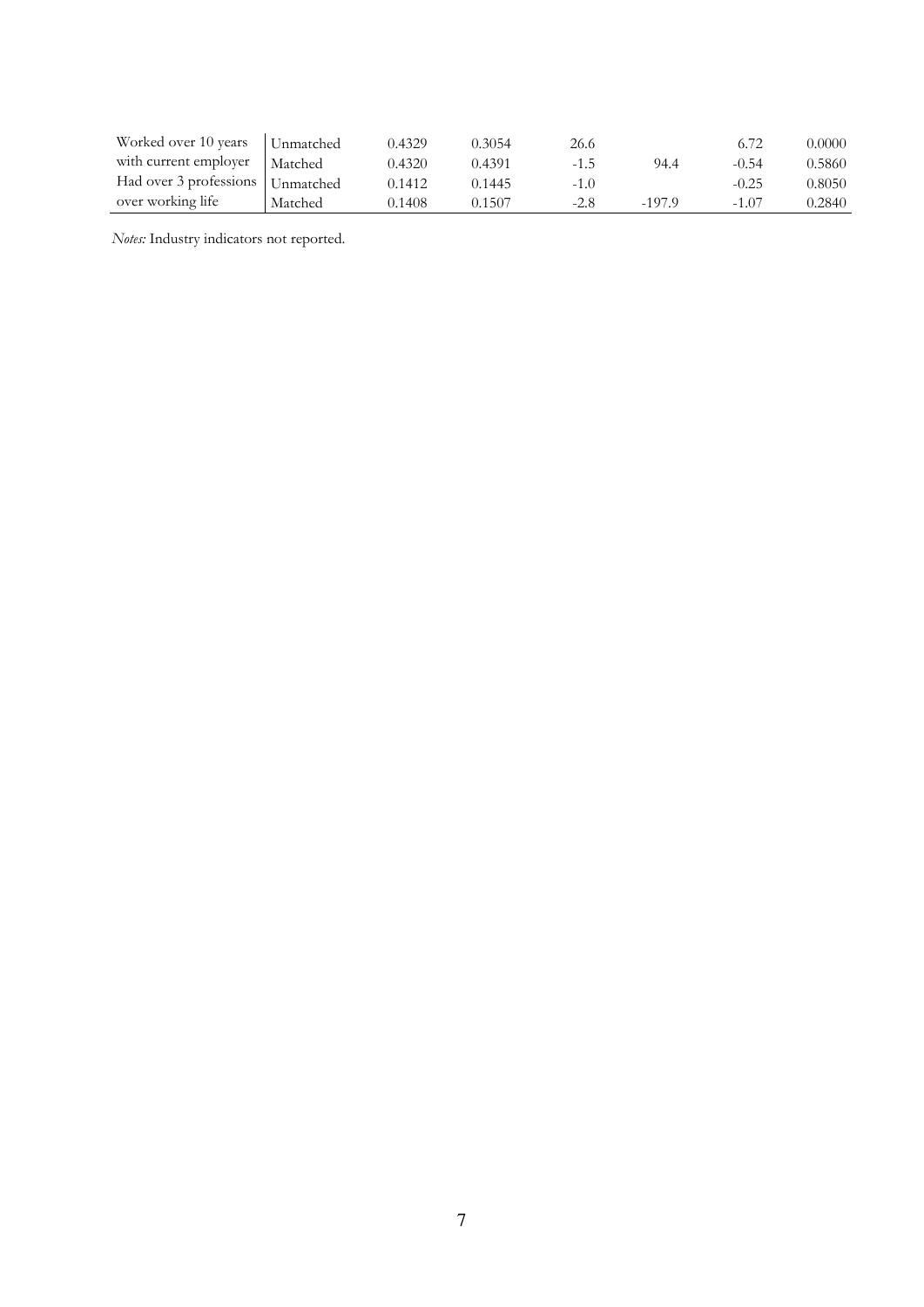| | | | | | | | |
|---|---|---|---|---|---|---|---|
| Worked over 10 years with current employer | Unmatched | 0.4329 | 0.3054 | 26.6 | | 6.72 | 0.0000 |
| | Matched | 0.4320 | 0.4391 | -1.5 | 94.4 | -0.54 | 0.5860 |
| Had over 3 professions over working life | Unmatched | 0.1412 | 0.1445 | -1.0 | | -0.25 | 0.8050 |
| | Matched | 0.1408 | 0.1507 | -2.8 | -197.9 | -1.07 | 0.2840 |

*Notes:* Industry indicators not reported.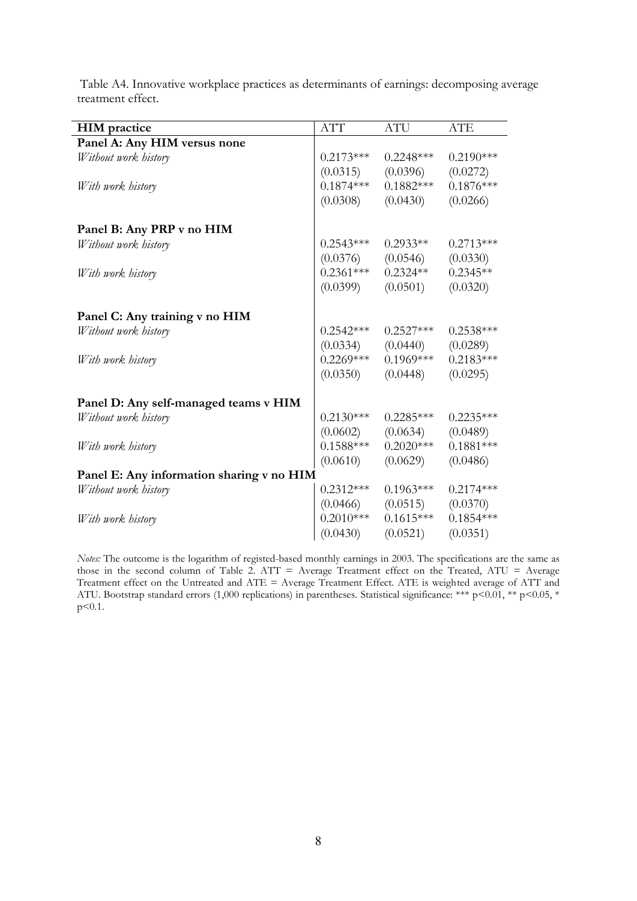Table A4. Innovative workplace practices as determinants of earnings: decomposing average treatment effect.

| HIM practice | ATT | ATU | ATE |
|---|---|---|---|
| **Panel A: Any HIM versus none** | | | |
| *Without work history* | 0.2173*** | 0.2248*** | 0.2190*** |
| | (0.0315) | (0.0396) | (0.0272) |
| *With work history* | 0.1874*** | 0.1882*** | 0.1876*** |
| | (0.0308) | (0.0430) | (0.0266) |
| **Panel B: Any PRP v no HIM** | | | |
| *Without work history* | 0.2543*** | 0.2933** | 0.2713*** |
| | (0.0376) | (0.0546) | (0.0330) |
| *With work history* | 0.2361*** | 0.2324** | 0.2345** |
| | (0.0399) | (0.0501) | (0.0320) |
| **Panel C: Any training v no HIM** | | | |
| *Without work history* | 0.2542*** | 0.2527*** | 0.2538*** |
| | (0.0334) | (0.0440) | (0.0289) |
| *With work history* | 0.2269*** | 0.1969*** | 0.2183*** |
| | (0.0350) | (0.0448) | (0.0295) |
| **Panel D: Any self-managed teams v HIM** | | | |
| *Without work history* | 0.2130*** | 0.2285*** | 0.2235*** |
| | (0.0602) | (0.0634) | (0.0489) |
| *With work history* | 0.1588*** | 0.2020*** | 0.1881*** |
| | (0.0610) | (0.0629) | (0.0486) |
| **Panel E: Any information sharing v no HIM** | | | |
| *Without work history* | 0.2312*** | 0.1963*** | 0.2174*** |
| | (0.0466) | (0.0515) | (0.0370) |
| *With work history* | 0.2010*** | 0.1615*** | 0.1854*** |
| | (0.0430) | (0.0521) | (0.0351) |

*Notes:* The outcome is the logarithm of registed-based monthly earnings in 2003. The specifications are the same as those in the second column of Table 2. ATT = Average Treatment effect on the Treated, ATU = Average Treatment effect on the Untreated and ATE = Average Treatment Effect. ATE is weighted average of ATT and ATU. Bootstrap standard errors (1,000 replications) in parentheses. Statistical significance: *** $p<0.01$, ** $p<0.05$, * $p<0.1$.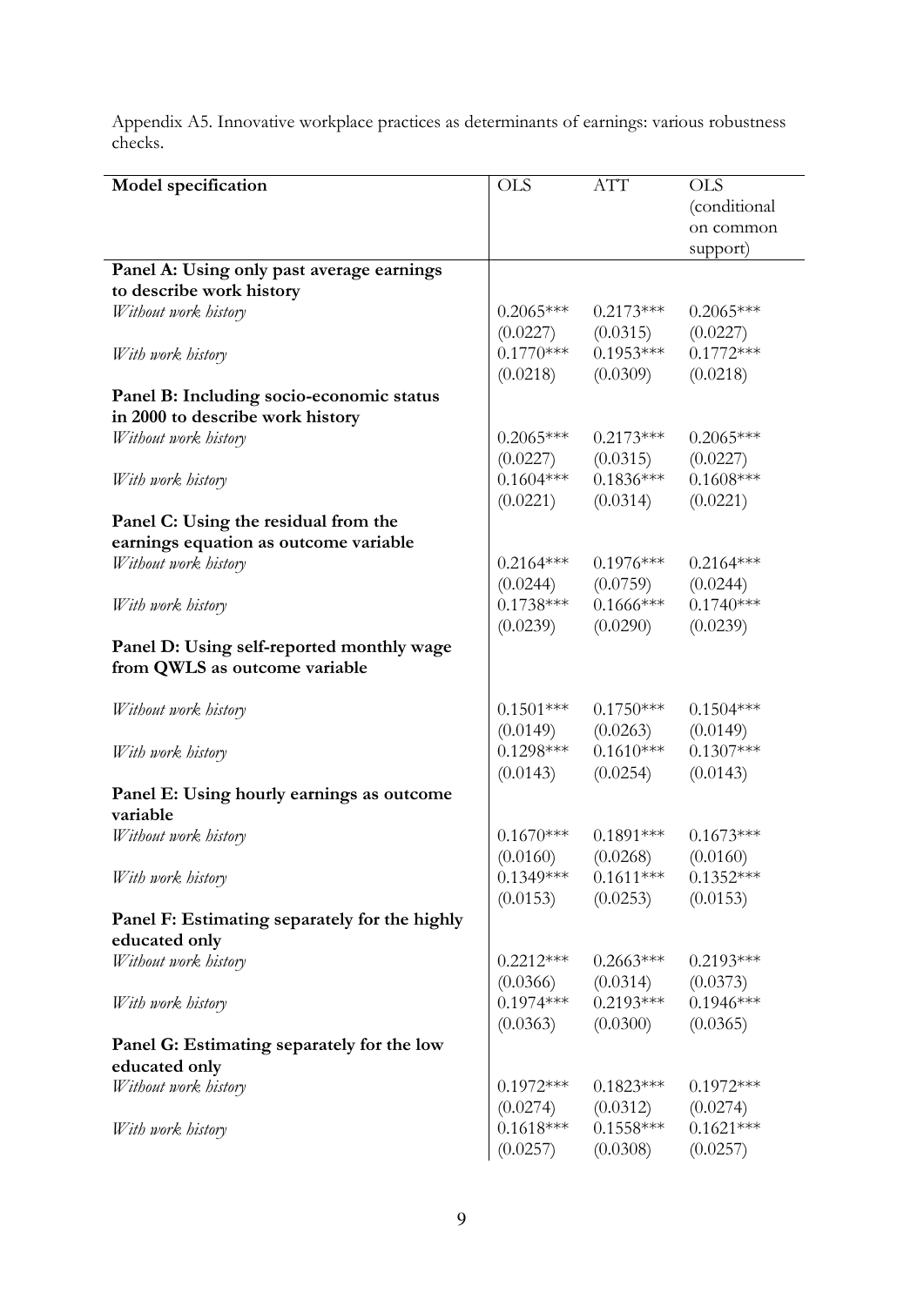Appendix A5. Innovative workplace practices as determinants of earnings: various robustness checks.

| Model specification | OLS | ATT | OLS (conditional on common support) |
|---|---|---|---|
| **Panel A: Using only past average earnings to describe work history** | | | |
| *Without work history* | 0.2065*** | 0.2173*** | 0.2065*** |
| | (0.0227) | (0.0315) | (0.0227) |
| *With work history* | 0.1770*** | 0.1953*** | 0.1772*** |
| | (0.0218) | (0.0309) | (0.0218) |
| **Panel B: Including socio-economic status in 2000 to describe work history** | | | |
| *Without work history* | 0.2065*** | 0.2173*** | 0.2065*** |
| | (0.0227) | (0.0315) | (0.0227) |
| *With work history* | 0.1604*** | 0.1836*** | 0.1608*** |
| | (0.0221) | (0.0314) | (0.0221) |
| **Panel C: Using the residual from the earnings equation as outcome variable** | | | |
| *Without work history* | 0.2164*** | 0.1976*** | 0.2164*** |
| | (0.0244) | (0.0759) | (0.0244) |
| *With work history* | 0.1738*** | 0.1666*** | 0.1740*** |
| | (0.0239) | (0.0290) | (0.0239) |
| **Panel D: Using self-reported monthly wage from QWLS as outcome variable** | | | |
| *Without work history* | 0.1501*** | 0.1750*** | 0.1504*** |
| | (0.0149) | (0.0263) | (0.0149) |
| *With work history* | 0.1298*** | 0.1610*** | 0.1307*** |
| | (0.0143) | (0.0254) | (0.0143) |
| **Panel E: Using hourly earnings as outcome variable** | | | |
| *Without work history* | 0.1670*** | 0.1891*** | 0.1673*** |
| | (0.0160) | (0.0268) | (0.0160) |
| *With work history* | 0.1349*** | 0.1611*** | 0.1352*** |
| | (0.0153) | (0.0253) | (0.0153) |
| **Panel F: Estimating separately for the highly educated only** | | | |
| *Without work history* | 0.2212*** | 0.2663*** | 0.2193*** |
| | (0.0366) | (0.0314) | (0.0373) |
| *With work history* | 0.1974*** | 0.2193*** | 0.1946*** |
| | (0.0363) | (0.0300) | (0.0365) |
| **Panel G: Estimating separately for the low educated only** | | | |
| *Without work history* | 0.1972*** | 0.1823*** | 0.1972*** |
| | (0.0274) | (0.0312) | (0.0274) |
| *With work history* | 0.1618*** | 0.1558*** | 0.1621*** |
| | (0.0257) | (0.0308) | (0.0257) |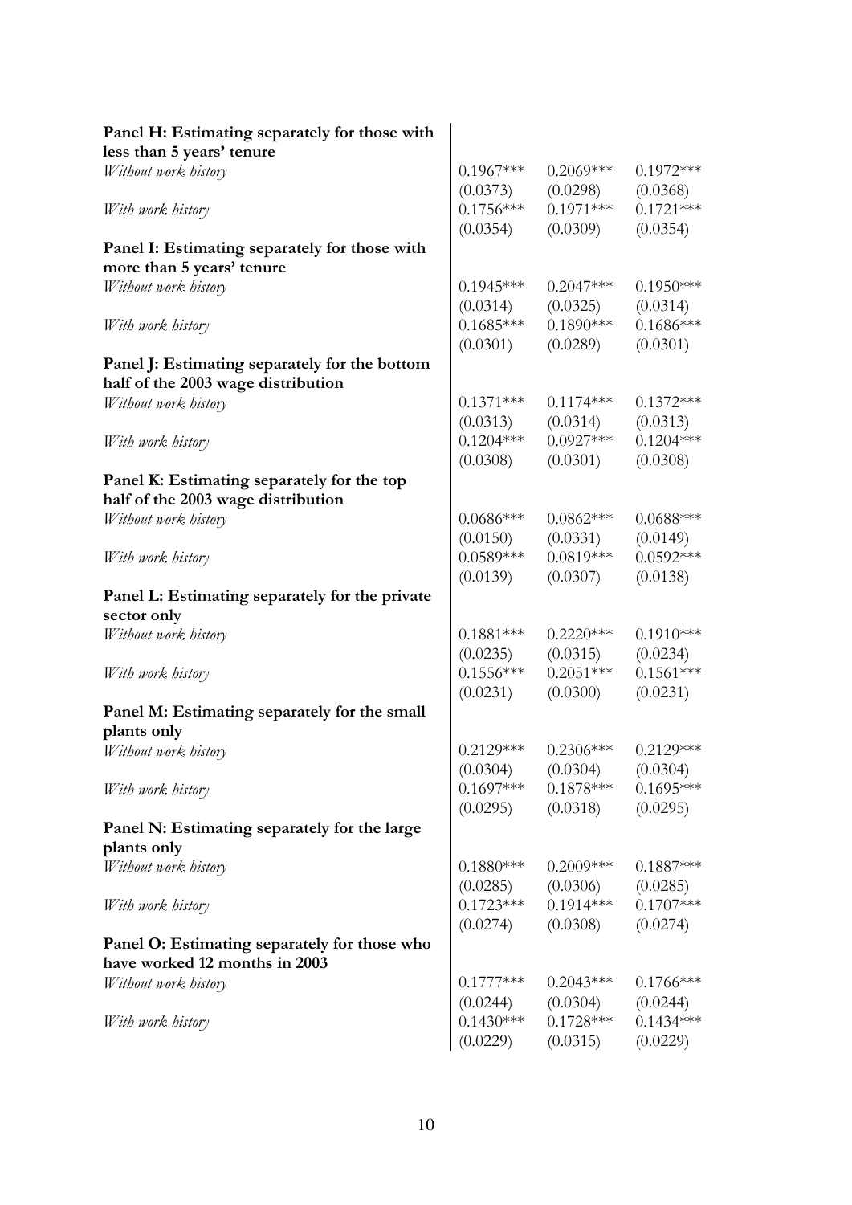| | | | |
|---|---|---|---|
| **Panel H: Estimating separately for those with less than 5 years' tenure** | | | |
| *Without work history* | 0.1967*** | 0.2069*** | 0.1972*** |
| | (0.0373) | (0.0298) | (0.0368) |
| *With work history* | 0.1756*** | 0.1971*** | 0.1721*** |
| | (0.0354) | (0.0309) | (0.0354) |
| **Panel I: Estimating separately for those with more than 5 years' tenure** | | | |
| *Without work history* | 0.1945*** | 0.2047*** | 0.1950*** |
| | (0.0314) | (0.0325) | (0.0314) |
| *With work history* | 0.1685*** | 0.1890*** | 0.1686*** |
| | (0.0301) | (0.0289) | (0.0301) |
| **Panel J: Estimating separately for the bottom half of the 2003 wage distribution** | | | |
| *Without work history* | 0.1371*** | 0.1174*** | 0.1372*** |
| | (0.0313) | (0.0314) | (0.0313) |
| *With work history* | 0.1204*** | 0.0927*** | 0.1204*** |
| | (0.0308) | (0.0301) | (0.0308) |
| **Panel K: Estimating separately for the top half of the 2003 wage distribution** | | | |
| *Without work history* | 0.0686*** | 0.0862*** | 0.0688*** |
| | (0.0150) | (0.0331) | (0.0149) |
| *With work history* | 0.0589*** | 0.0819*** | 0.0592*** |
| | (0.0139) | (0.0307) | (0.0138) |
| **Panel L: Estimating separately for the private sector only** | | | |
| *Without work history* | 0.1881*** | 0.2220*** | 0.1910*** |
| | (0.0235) | (0.0315) | (0.0234) |
| *With work history* | 0.1556*** | 0.2051*** | 0.1561*** |
| | (0.0231) | (0.0300) | (0.0231) |
| **Panel M: Estimating separately for the small plants only** | | | |
| *Without work history* | 0.2129*** | 0.2306*** | 0.2129*** |
| | (0.0304) | (0.0304) | (0.0304) |
| *With work history* | 0.1697*** | 0.1878*** | 0.1695*** |
| | (0.0295) | (0.0318) | (0.0295) |
| **Panel N: Estimating separately for the large plants only** | | | |
| *Without work history* | 0.1880*** | 0.2009*** | 0.1887*** |
| | (0.0285) | (0.0306) | (0.0285) |
| *With work history* | 0.1723*** | 0.1914*** | 0.1707*** |
| | (0.0274) | (0.0308) | (0.0274) |
| **Panel O: Estimating separately for those who have worked 12 months in 2003** | | | |
| *Without work history* | 0.1777*** | 0.2043*** | 0.1766*** |
| | (0.0244) | (0.0304) | (0.0244) |
| *With work history* | 0.1430*** | 0.1728*** | 0.1434*** |
| | (0.0229) | (0.0315) | (0.0229) |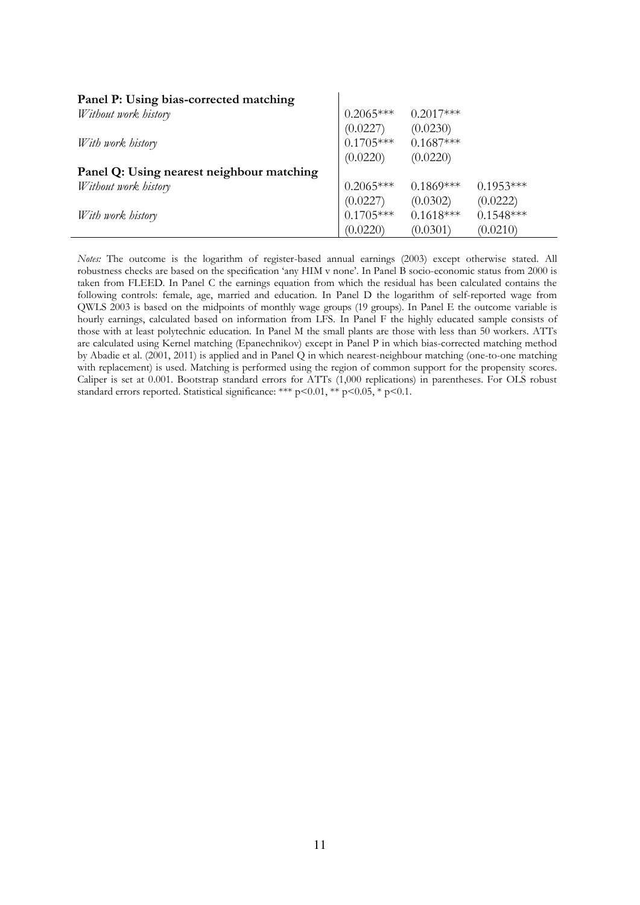| | | | |
|---|---|---|---|
| **Panel P: Using bias-corrected matching** | | | |
| *Without work history* | 0.2065*** | 0.2017*** | |
| | (0.0227) | (0.0230) | |
| *With work history* | 0.1705*** | 0.1687*** | |
| | (0.0220) | (0.0220) | |
| **Panel Q: Using nearest neighbour matching** | | | |
| *Without work history* | 0.2065*** | 0.1869*** | 0.1953*** |
| | (0.0227) | (0.0302) | (0.0222) |
| *With work history* | 0.1705*** | 0.1618*** | 0.1548*** |
| | (0.0220) | (0.0301) | (0.0210) |

*Notes:* The outcome is the logarithm of register-based annual earnings (2003) except otherwise stated. All robustness checks are based on the specification 'any HIM v none'. In Panel B socio-economic status from 2000 is taken from FLEED. In Panel C the earnings equation from which the residual has been calculated contains the following controls: female, age, married and education. In Panel D the logarithm of self-reported wage from QWLS 2003 is based on the midpoints of monthly wage groups (19 groups). In Panel E the outcome variable is hourly earnings, calculated based on information from LFS. In Panel F the highly educated sample consists of those with at least polytechnic education. In Panel M the small plants are those with less than 50 workers. ATTs are calculated using Kernel matching (Epanechnikov) except in Panel P in which bias-corrected matching method by Abadie et al. (2001, 2011) is applied and in Panel Q in which nearest-neighbour matching (one-to-one matching with replacement) is used. Matching is performed using the region of common support for the propensity scores. Caliper is set at 0.001. Bootstrap standard errors for ATTs (1,000 replications) in parentheses. For OLS robust standard errors reported. Statistical significance: *** $p<0.01$, ** $p<0.05$, * $p<0.1$.